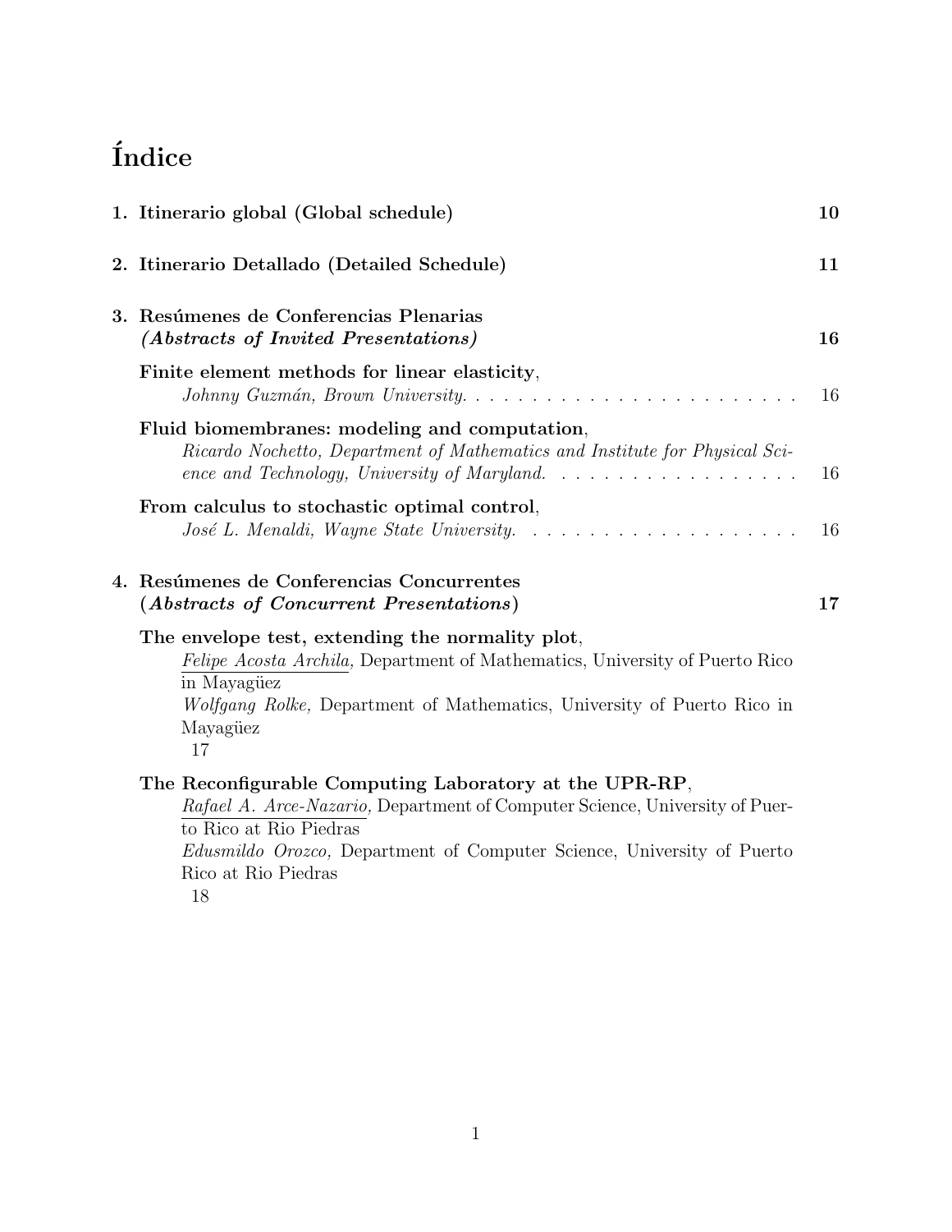# Índice

1. **Itinerario global (Global schedule)** **10**

2. **Itinerario Detallado (Detailed Schedule)** **11**

3. **Resúmenes de Conferencias Plenarias** 
   ***(Abstracts of Invited Presentations)*** **16**

   **Finite element methods for linear elasticity**,
   *Johnny Guzmán, Brown University.* . . . . . . . . . . . . . . . . . . . . . . . . 16

   **Fluid biomembranes: modeling and computation**,
   *Ricardo Nochetto, Department of Mathematics and Institute for Physical Science and Technology, University of Maryland.* . . . . . . . . . . . . . . . . . . 16

   **From calculus to stochastic optimal control**,
   *José L. Menaldi, Wayne State University.* . . . . . . . . . . . . . . . . . . . 16

4. **Resúmenes de Conferencias Concurrentes** 
   **(*Abstracts of Concurrent Presentations*)** **17**

   **The envelope test, extending the normality plot**,
   *Felipe Acosta Archila,* Department of Mathematics, University of Puerto Rico in Mayagüez
   *Wolfgang Rolke,* Department of Mathematics, University of Puerto Rico in Mayagüez
   17

   **The Reconfigurable Computing Laboratory at the UPR-RP**,
   *Rafael A. Arce-Nazario,* Department of Computer Science, University of Puerto Rico at Rio Piedras
   *Edusmildo Orozco,* Department of Computer Science, University of Puerto Rico at Rio Piedras
   18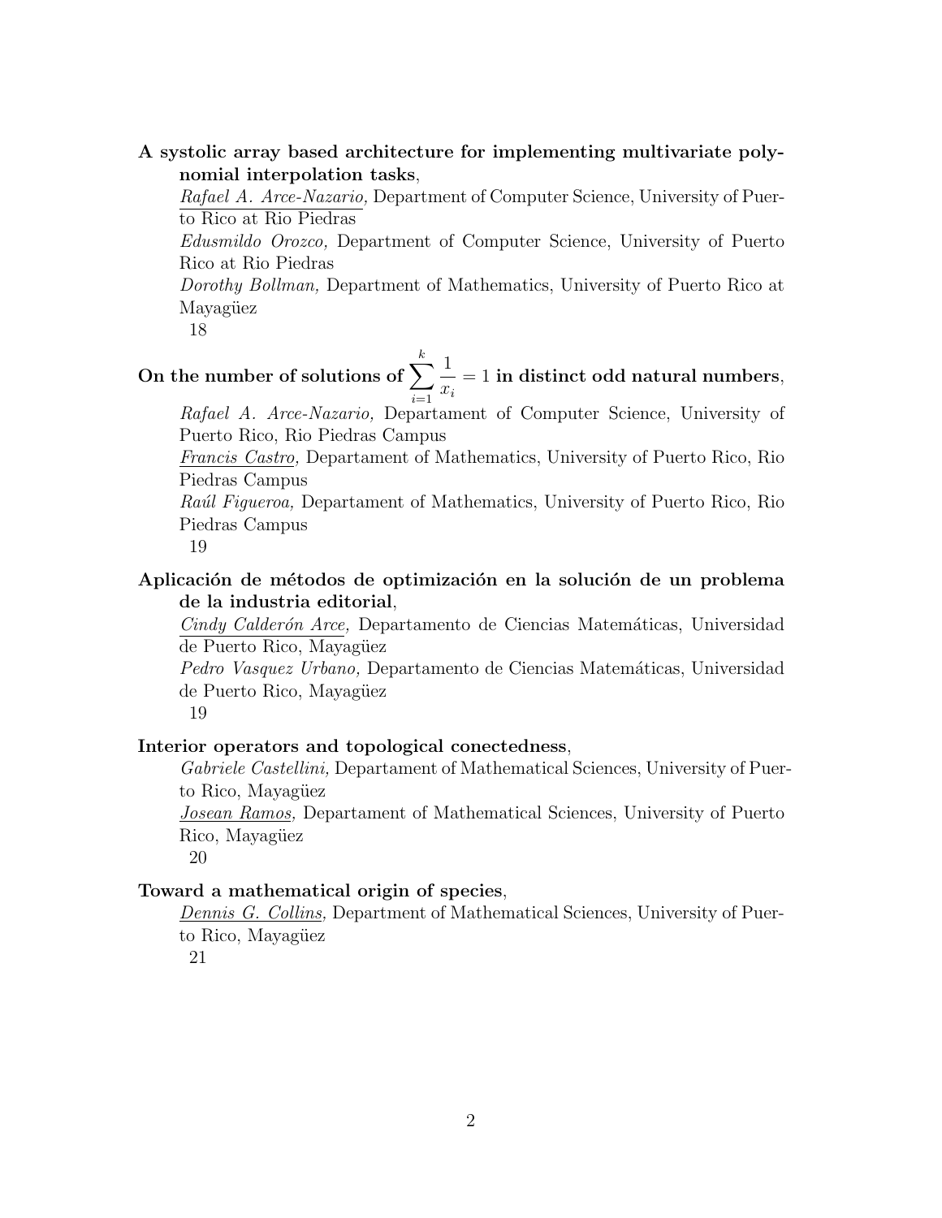**A systolic array based architecture for implementing multivariate polynomial interpolation tasks**,

*Rafael A. Arce-Nazario,* Department of Computer Science, University of Puerto Rico at Rio Piedras

*Edusmildo Orozco,* Department of Computer Science, University of Puerto Rico at Rio Piedras

*Dorothy Bollman,* Department of Mathematics, University of Puerto Rico at Mayagüez

18

**On the number of solutions of $\sum_{i=1}^{k} \frac{1}{x_i} = 1$ in distinct odd natural numbers**,

*Rafael A. Arce-Nazario,* Departament of Computer Science, University of Puerto Rico, Rio Piedras Campus

*Francis Castro,* Departament of Mathematics, University of Puerto Rico, Rio Piedras Campus

*Raúl Figueroa,* Departament of Mathematics, University of Puerto Rico, Rio Piedras Campus

19

**Aplicación de métodos de optimización en la solución de un problema de la industria editorial**,

*Cindy Calderón Arce,* Departamento de Ciencias Matemáticas, Universidad de Puerto Rico, Mayagüez

*Pedro Vasquez Urbano,* Departamento de Ciencias Matemáticas, Universidad de Puerto Rico, Mayagüez

19

**Interior operators and topological conectedness**,

*Gabriele Castellini,* Departament of Mathematical Sciences, University of Puerto Rico, Mayagüez

*Josean Ramos,* Departament of Mathematical Sciences, University of Puerto Rico, Mayagüez

20

**Toward a mathematical origin of species**,

*Dennis G. Collins,* Department of Mathematical Sciences, University of Puerto Rico, Mayagüez

21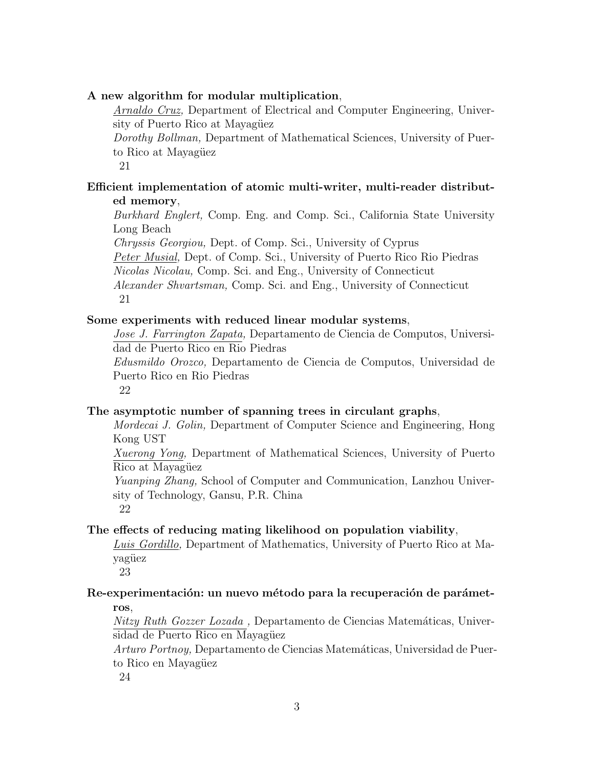**A new algorithm for modular multiplication**,

*Arnaldo Cruz,* Department of Electrical and Computer Engineering, University of Puerto Rico at Mayagüez

*Dorothy Bollman,* Department of Mathematical Sciences, University of Puerto Rico at Mayagüez

21

**Efficient implementation of atomic multi-writer, multi-reader distributed memory**,

*Burkhard Englert,* Comp. Eng. and Comp. Sci., California State University Long Beach

*Chryssis Georgiou,* Dept. of Comp. Sci., University of Cyprus

*Peter Musial,* Dept. of Comp. Sci., University of Puerto Rico Rio Piedras

*Nicolas Nicolau,* Comp. Sci. and Eng., University of Connecticut

*Alexander Shvartsman,* Comp. Sci. and Eng., University of Connecticut

21

**Some experiments with reduced linear modular systems**,

*Jose J. Farrington Zapata,* Departamento de Ciencia de Computos, Universidad de Puerto Rico en Rio Piedras

*Edusmildo Orozco,* Departamento de Ciencia de Computos, Universidad de Puerto Rico en Rio Piedras

22

**The asymptotic number of spanning trees in circulant graphs**,

*Mordecai J. Golin,* Department of Computer Science and Engineering, Hong Kong UST

*Xuerong Yong,* Department of Mathematical Sciences, University of Puerto Rico at Mayagüez

*Yuanping Zhang,* School of Computer and Communication, Lanzhou University of Technology, Gansu, P.R. China

22

**The effects of reducing mating likelihood on population viability**,

*Luis Gordillo,* Department of Mathematics, University of Puerto Rico at Mayagüez

23

**Re-experimentación: un nuevo método para la recuperación de parámetros**,

*Nitzy Ruth Gozzer Lozada ,* Departamento de Ciencias Matemáticas, Universidad de Puerto Rico en Mayagüez

*Arturo Portnoy,* Departamento de Ciencias Matemáticas, Universidad de Puerto Rico en Mayagüez

24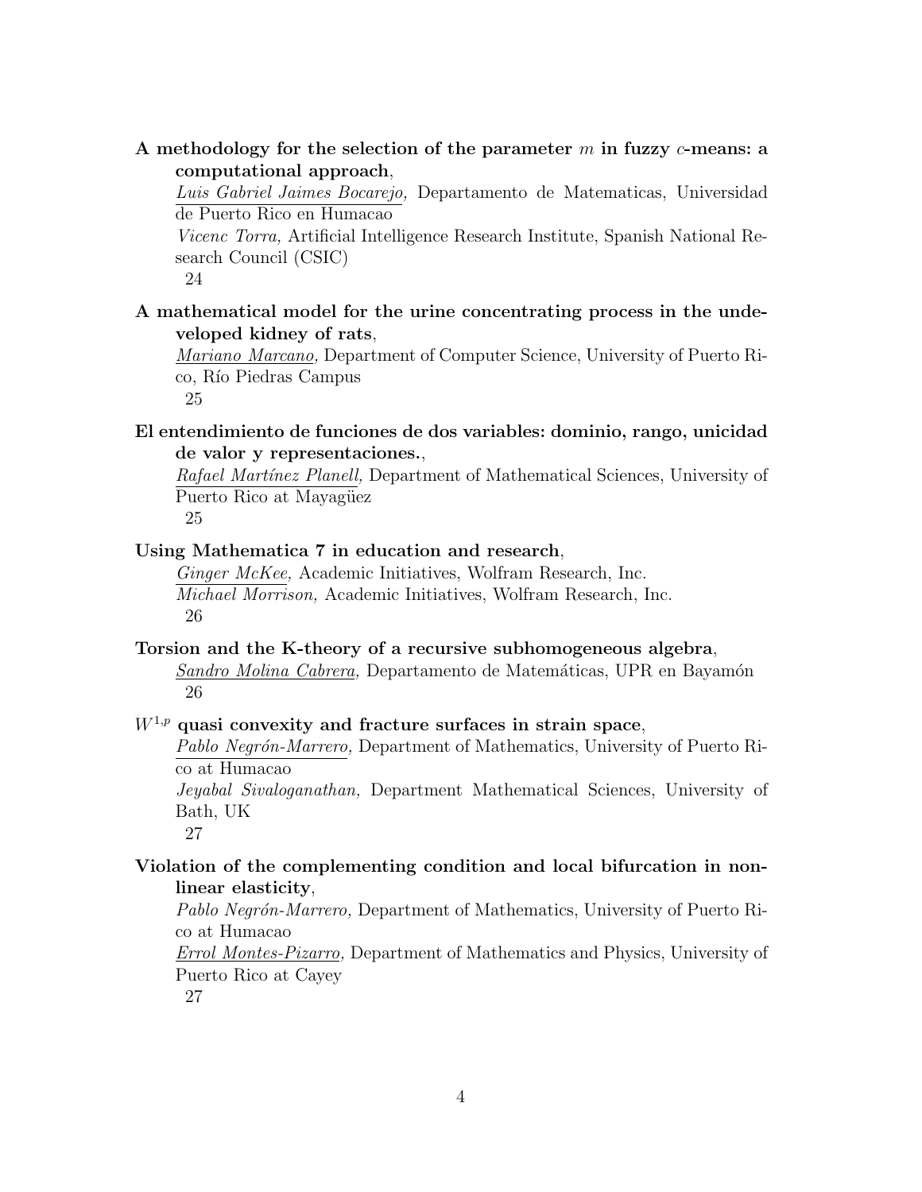**A methodology for the selection of the parameter $m$ in fuzzy $c$-means: a computational approach**,
*Luis Gabriel Jaimes Bocarejo,* Departamento de Matematicas, Universidad de Puerto Rico en Humacao
*Vicenc Torra,* Artificial Intelligence Research Institute, Spanish National Research Council (CSIC)
24

**A mathematical model for the urine concentrating process in the undeveloped kidney of rats**,
*Mariano Marcano,* Department of Computer Science, University of Puerto Rico, Río Piedras Campus
25

**El entendimiento de funciones de dos variables: dominio, rango, unicidad de valor y representaciones.**,
*Rafael Martínez Planell,* Department of Mathematical Sciences, University of Puerto Rico at Mayagüez
25

**Using Mathematica 7 in education and research**,
*Ginger McKee,* Academic Initiatives, Wolfram Research, Inc.
*Michael Morrison,* Academic Initiatives, Wolfram Research, Inc.
26

**Torsion and the K-theory of a recursive subhomogeneous algebra**,
*Sandro Molina Cabrera,* Departamento de Matemáticas, UPR en Bayamón
26

**$W^{1,p}$ quasi convexity and fracture surfaces in strain space**,
*Pablo Negrón-Marrero,* Department of Mathematics, University of Puerto Rico at Humacao
*Jeyabal Sivaloganathan,* Department Mathematical Sciences, University of Bath, UK
27

**Violation of the complementing condition and local bifurcation in nonlinear elasticity**,
*Pablo Negrón-Marrero,* Department of Mathematics, University of Puerto Rico at Humacao
*Errol Montes-Pizarro,* Department of Mathematics and Physics, University of Puerto Rico at Cayey
27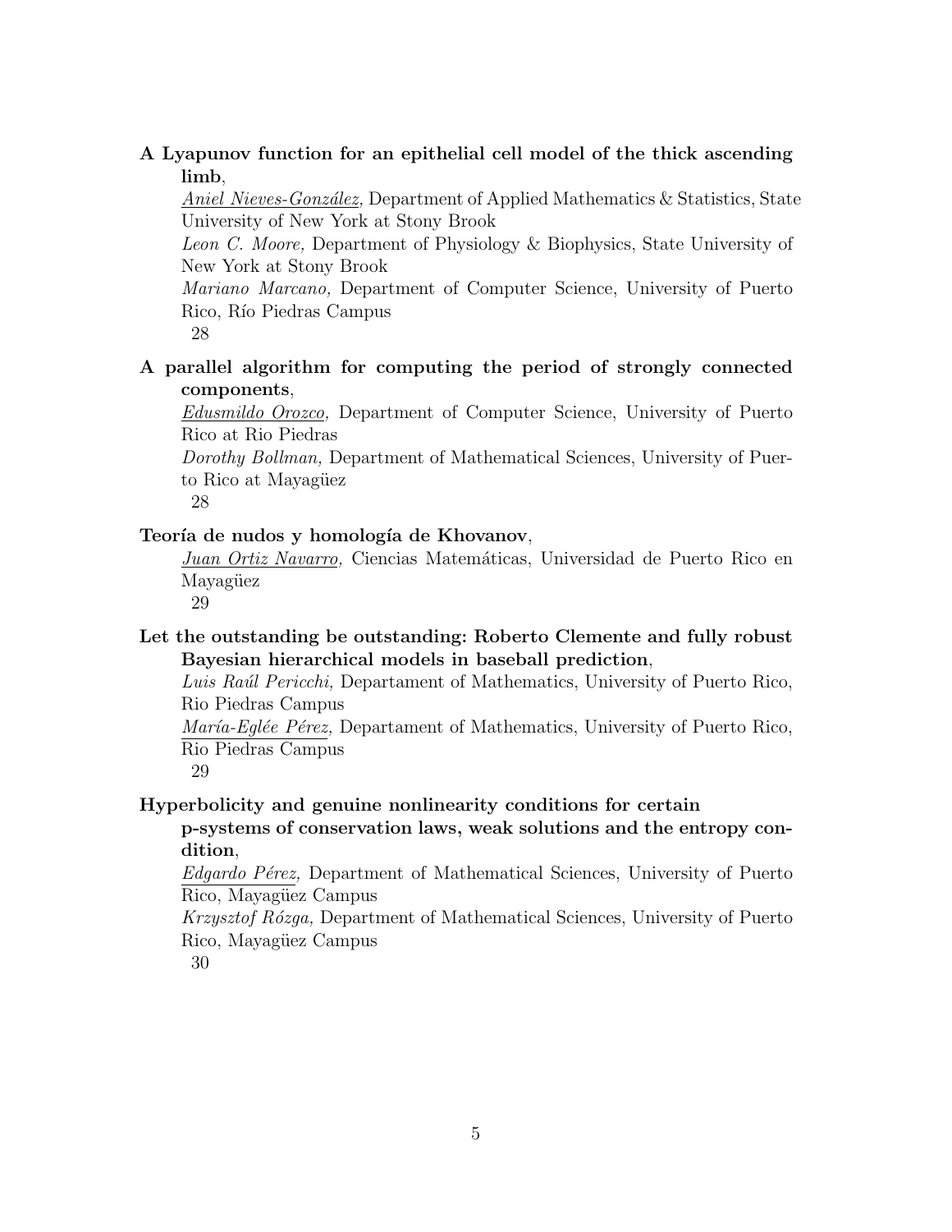**A Lyapunov function for an epithelial cell model of the thick ascending limb**,

*Aniel Nieves-González,* Department of Applied Mathematics & Statistics, State University of New York at Stony Brook

*Leon C. Moore,* Department of Physiology & Biophysics, State University of New York at Stony Brook

*Mariano Marcano,* Department of Computer Science, University of Puerto Rico, Río Piedras Campus

28

**A parallel algorithm for computing the period of strongly connected components**,

*Edusmildo Orozco,* Department of Computer Science, University of Puerto Rico at Rio Piedras

*Dorothy Bollman,* Department of Mathematical Sciences, University of Puerto Rico at Mayagüez

28

**Teoría de nudos y homología de Khovanov**,

*Juan Ortiz Navarro,* Ciencias Matemáticas, Universidad de Puerto Rico en Mayagüez

29

**Let the outstanding be outstanding: Roberto Clemente and fully robust Bayesian hierarchical models in baseball prediction**,

*Luis Raúl Pericchi,* Departament of Mathematics, University of Puerto Rico, Rio Piedras Campus

*María-Eglée Pérez,* Departament of Mathematics, University of Puerto Rico, Rio Piedras Campus

29

**Hyperbolicity and genuine nonlinearity conditions for certain p-systems of conservation laws, weak solutions and the entropy condition**,

*Edgardo Pérez,* Department of Mathematical Sciences, University of Puerto Rico, Mayagüez Campus

*Krzysztof Rózga,* Department of Mathematical Sciences, University of Puerto Rico, Mayagüez Campus

30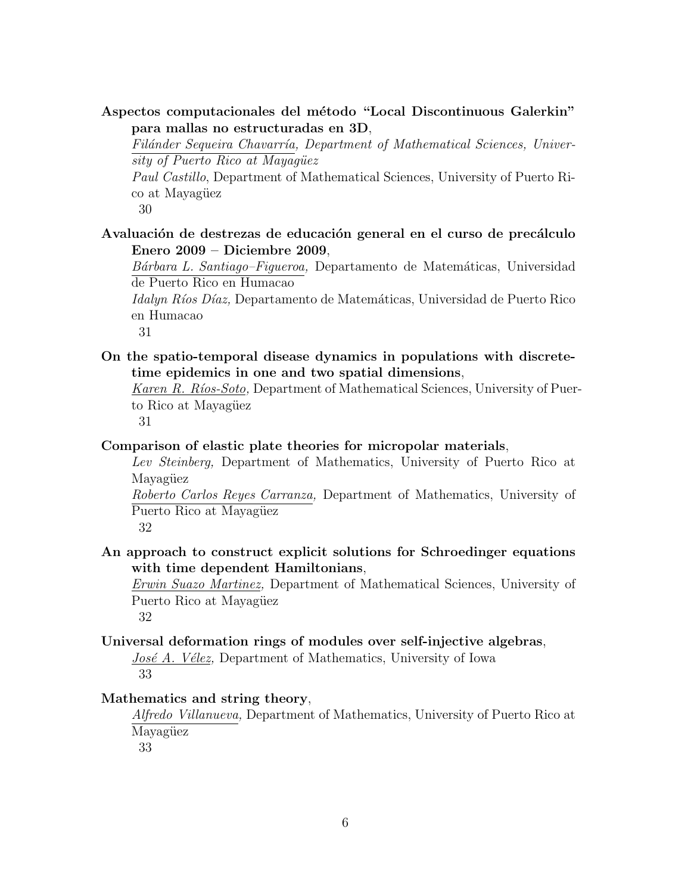**Aspectos computacionales del método "Local Discontinuous Galerkin" para mallas no estructuradas en 3D**,

*Filánder Sequeira Chavarría, Department of Mathematical Sciences, University of Puerto Rico at Mayagüez*

*Paul Castillo*, Department of Mathematical Sciences, University of Puerto Rico at Mayagüez

30

**Avaluación de destrezas de educación general en el curso de precálculo Enero 2009 – Diciembre 2009**,

*Bárbara L. Santiago–Figueroa,* Departamento de Matemáticas, Universidad de Puerto Rico en Humacao

*Idalyn Ríos Díaz,* Departamento de Matemáticas, Universidad de Puerto Rico en Humacao

31

**On the spatio-temporal disease dynamics in populations with discrete-time epidemics in one and two spatial dimensions**,

*Karen R. Ríos-Soto,* Department of Mathematical Sciences, University of Puerto Rico at Mayagüez

31

**Comparison of elastic plate theories for micropolar materials**,

*Lev Steinberg,* Department of Mathematics, University of Puerto Rico at Mayagüez

*Roberto Carlos Reyes Carranza,* Department of Mathematics, University of Puerto Rico at Mayagüez

32

**An approach to construct explicit solutions for Schroedinger equations with time dependent Hamiltonians**,

*Erwin Suazo Martinez,* Department of Mathematical Sciences, University of Puerto Rico at Mayagüez

32

**Universal deformation rings of modules over self-injective algebras**,

*José A. Vélez,* Department of Mathematics, University of Iowa

33

**Mathematics and string theory**,

*Alfredo Villanueva,* Department of Mathematics, University of Puerto Rico at Mayagüez

33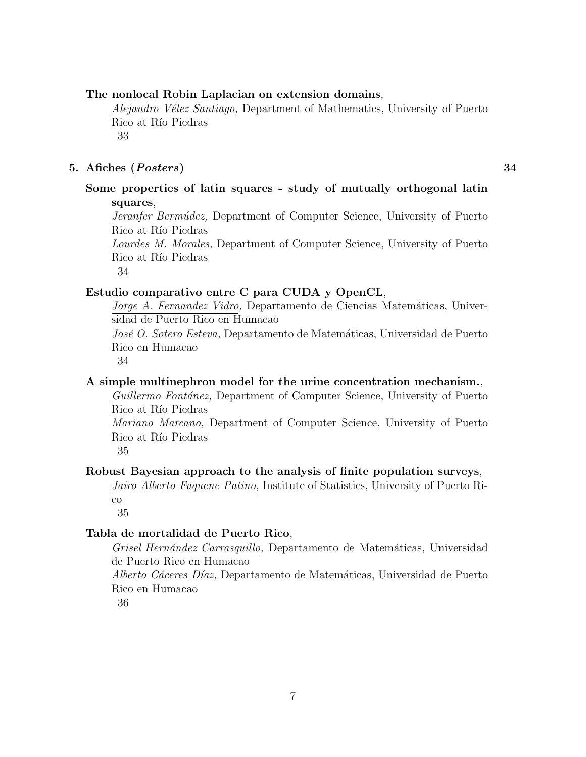**The nonlocal Robin Laplacian on extension domains**,
*Alejandro Vélez Santiago,* Department of Mathematics, University of Puerto Rico at Río Piedras
33

## 5. Afiches (*Posters*) 34

**Some properties of latin squares - study of mutually orthogonal latin squares**,
*Jeranfer Bermúdez,* Department of Computer Science, University of Puerto Rico at Río Piedras
*Lourdes M. Morales,* Department of Computer Science, University of Puerto Rico at Río Piedras
34

**Estudio comparativo entre C para CUDA y OpenCL**,
*Jorge A. Fernandez Vidro,* Departamento de Ciencias Matemáticas, Universidad de Puerto Rico en Humacao
*José O. Sotero Esteva,* Departamento de Matemáticas, Universidad de Puerto Rico en Humacao
34

**A simple multinephron model for the urine concentration mechanism.**,
*Guillermo Fontánez,* Department of Computer Science, University of Puerto Rico at Río Piedras
*Mariano Marcano,* Department of Computer Science, University of Puerto Rico at Río Piedras
35

**Robust Bayesian approach to the analysis of finite population surveys**,
*Jairo Alberto Fuquene Patino,* Institute of Statistics, University of Puerto Rico
35

**Tabla de mortalidad de Puerto Rico**,
*Grisel Hernández Carrasquillo,* Departamento de Matemáticas, Universidad de Puerto Rico en Humacao
*Alberto Cáceres Díaz,* Departamento de Matemáticas, Universidad de Puerto Rico en Humacao
36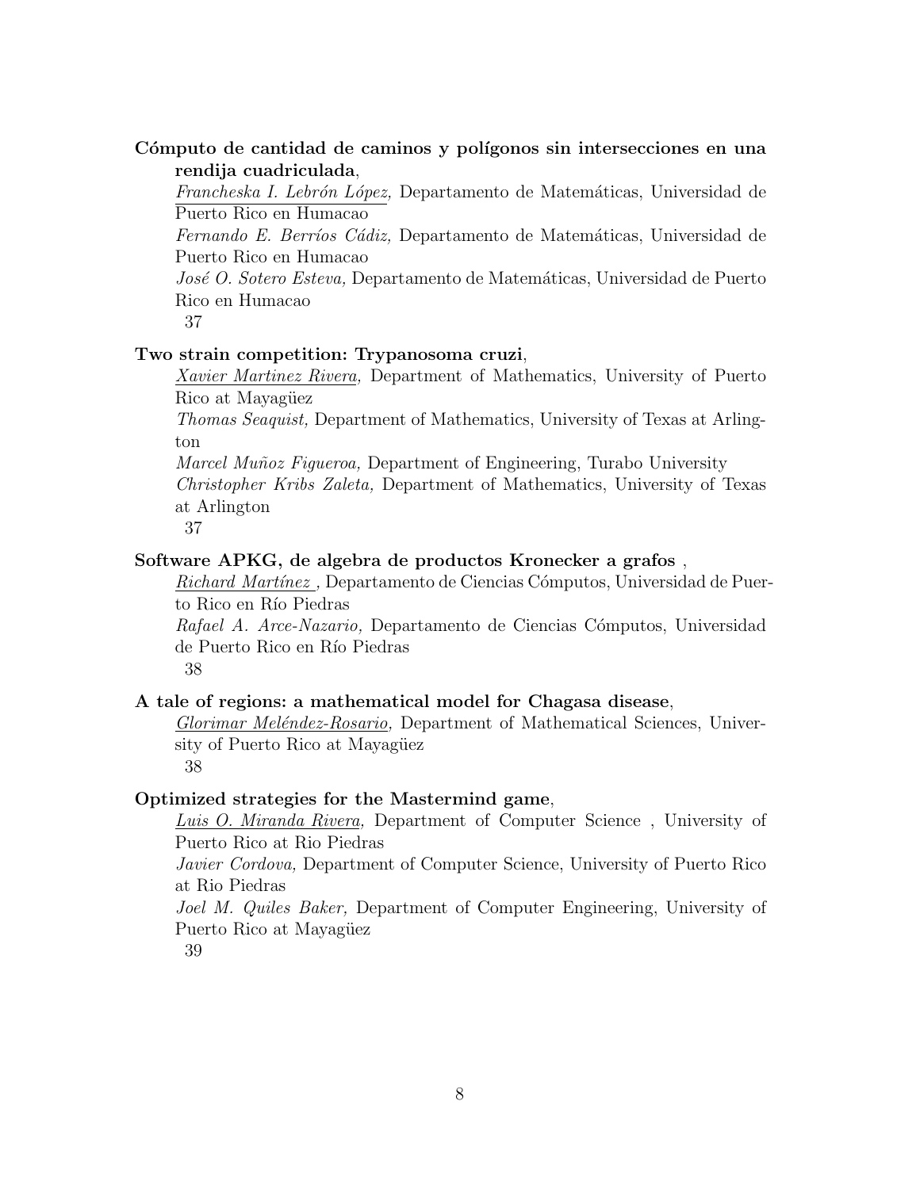**Cómputo de cantidad de caminos y polígonos sin intersecciones en una rendija cuadriculada**,

*Francheska I. Lebrón López,* Departamento de Matemáticas, Universidad de Puerto Rico en Humacao

*Fernando E. Berríos Cádiz,* Departamento de Matemáticas, Universidad de Puerto Rico en Humacao

*José O. Sotero Esteva,* Departamento de Matemáticas, Universidad de Puerto Rico en Humacao

37

**Two strain competition: Trypanosoma cruzi**,

*Xavier Martinez Rivera,* Department of Mathematics, University of Puerto Rico at Mayagüez

*Thomas Seaquist,* Department of Mathematics, University of Texas at Arlington

*Marcel Muñoz Figueroa,* Department of Engineering, Turabo University

*Christopher Kribs Zaleta,* Department of Mathematics, University of Texas at Arlington

37

**Software APKG, de algebra de productos Kronecker a grafos** ,

*Richard Martínez ,* Departamento de Ciencias Cómputos, Universidad de Puerto Rico en Río Piedras

*Rafael A. Arce-Nazario,* Departamento de Ciencias Cómputos, Universidad de Puerto Rico en Río Piedras

38

**A tale of regions: a mathematical model for Chagasa disease**,

*Glorimar Meléndez-Rosario,* Department of Mathematical Sciences, University of Puerto Rico at Mayagüez

38

**Optimized strategies for the Mastermind game**,

*Luis O. Miranda Rivera,* Department of Computer Science , University of Puerto Rico at Rio Piedras

*Javier Cordova,* Department of Computer Science, University of Puerto Rico at Rio Piedras

*Joel M. Quiles Baker,* Department of Computer Engineering, University of Puerto Rico at Mayagüez

39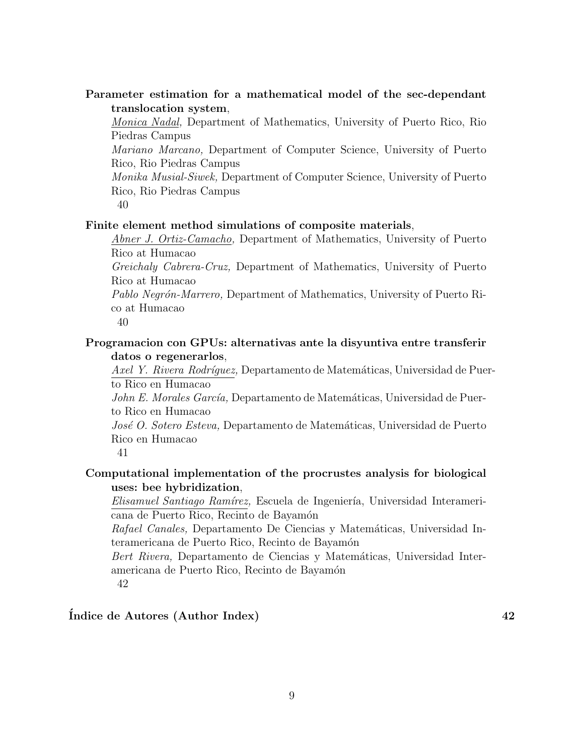**Parameter estimation for a mathematical model of the sec-dependant translocation system**,
<u>*Monica Nadal,*</u> Department of Mathematics, University of Puerto Rico, Rio Piedras Campus
*Mariano Marcano,* Department of Computer Science, University of Puerto Rico, Rio Piedras Campus
*Monika Musial-Siwek,* Department of Computer Science, University of Puerto Rico, Rio Piedras Campus
40

**Finite element method simulations of composite materials**,
<u>*Abner J. Ortiz-Camacho,*</u> Department of Mathematics, University of Puerto Rico at Humacao
*Greichaly Cabrera-Cruz,* Department of Mathematics, University of Puerto Rico at Humacao
*Pablo Negrón-Marrero,* Department of Mathematics, University of Puerto Rico at Humacao
40

**Programacion con GPUs: alternativas ante la disyuntiva entre transferir datos o regenerarlos**,
<u>*Axel Y. Rivera Rodríguez,*</u> Departamento de Matemáticas, Universidad de Puerto Rico en Humacao
*John E. Morales García,* Departamento de Matemáticas, Universidad de Puerto Rico en Humacao
*José O. Sotero Esteva,* Departamento de Matemáticas, Universidad de Puerto Rico en Humacao
41

**Computational implementation of the procrustes analysis for biological uses: bee hybridization**,
<u>*Elisamuel Santiago Ramírez,*</u> Escuela de Ingeniería, Universidad Interamericana de Puerto Rico, Recinto de Bayamón
*Rafael Canales,* Departamento De Ciencias y Matemáticas, Universidad Interamericana de Puerto Rico, Recinto de Bayamón
*Bert Rivera,* Departamento de Ciencias y Matemáticas, Universidad Interamericana de Puerto Rico, Recinto de Bayamón
42

**Índice de Autores (Author Index)** **42**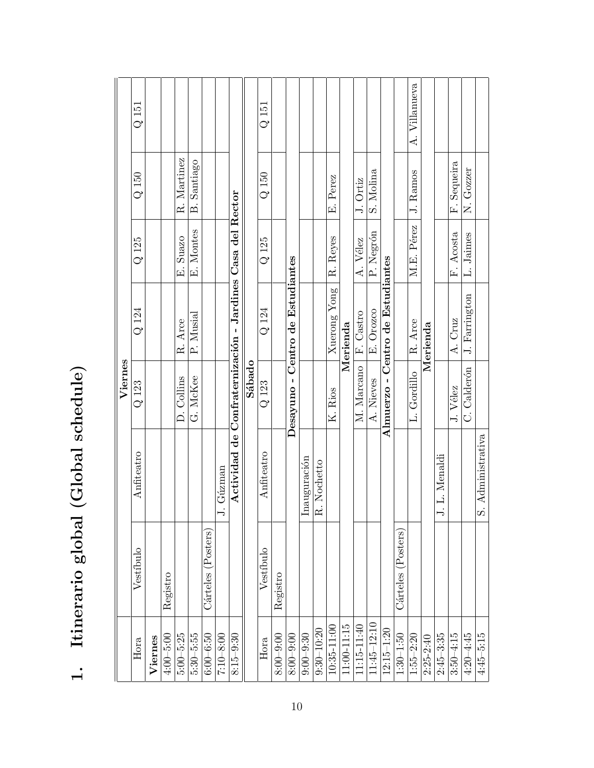# 1. Itinerario global (Global schedule)

| | | | Viernes | | | | |
|---|---|---|---|---|---|---|---|
| Hora | Vestíbulo | Anfiteatro | Q 123 | Q 124 | Q 125 | Q 150 | Q 151 |
| **Viernes** | | | | | | | |
| 4:00–5:00 | Registro | | | | | | |
| 5:00–5:25 | | | D. Collins | R. Arce | E. Suazo | R. Martinez | |
| 5:30–5:55 | | | G. McKee | P. Musial | E. Montes | B. Santiago | |
| 6:00–6:50 | Cárteles (Posters) | | | | | | |
| 7:10–8:00 | | J. Gúzman | | | | | |
| 8:15–9:30 | | **Actividad de Confraternización - Jardines Casa del Rector** | | | | | |
| | | | **Sábado** | | | | |
| Hora | Vestíbulo | Anfiteatro | Q 123 | Q 124 | Q 125 | Q 150 | Q 151 |
| 8:00–9:00 | Registro | | | | | | |
| 8:00–9:00 | | **Desayuno - Centro de Estudiantes** | | | | | |
| 9:00–9:30 | | Inauguración | | | | | |
| 9:30–10:20 | | R. Nochetto | | | | | |
| 10:35-11:00 | | | K. Rios | Xuerong Yong | R. Reyes | E. Perez | |
| 11:00-11:15 | | | | **Merienda** | | | |
| 11:15-11:40 | | | M. Marcano | F. Castro | A. Vélez | J. Ortiz | |
| 11:45–12:10 | | | A. Nieves | E. Orozco | P. Negrón | S. Molina | |
| 12:15–1:20 | | | **Almuerzo - Centro de Estudiantes** | | | | |
| 1:30–1:50 | Cárteles (Posters) | | | | | | |
| 1:55–2:20 | | | L. Gordillo | R. Arce | M.E. Pérez | J. Ramos | A. Villanueva |
| 2:25-2:40 | | | | **Merienda** | | | |
| 2:45–3:35 | | J. L. Menaldi | | | | | |
| 3:50–4:15 | | | J. Vélez | A. Cruz | F. Acosta | F. Sequeira | |
| 4:20–4:45 | | | C. Calderón | J. Farrington | L. Jaimes | N. Gozzer | |
| 4:45–5:15 | | S. Administrativa | | | | | |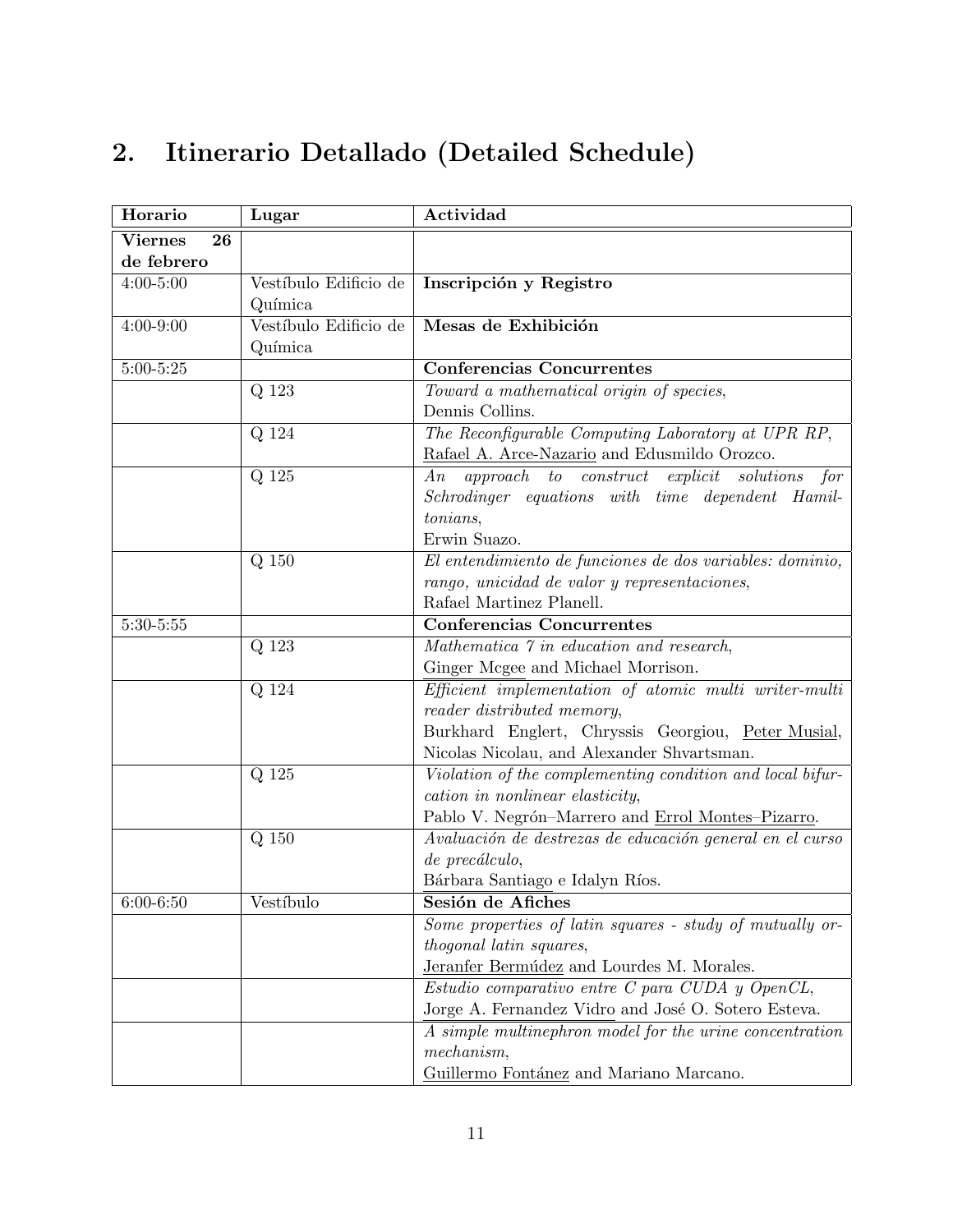## 2. Itinerario Detallado (Detailed Schedule)

| Horario | Lugar | Actividad |
|---|---|---|
| **Viernes 26 de febrero** | | |
| 4:00-5:00 | Vestíbulo Edificio de Química | **Inscripción y Registro** |
| 4:00-9:00 | Vestíbulo Edificio de Química | **Mesas de Exhibición** |
| 5:00-5:25 | | **Conferencias Concurrentes** |
| | Q 123 | *Toward a mathematical origin of species*, Dennis Collins. |
| | Q 124 | *The Reconfigurable Computing Laboratory at UPR RP*, Rafael A. Arce-Nazario and Edusmildo Orozco. |
| | Q 125 | *An approach to construct explicit solutions for Schrodinger equations with time dependent Hamiltonians*, Erwin Suazo. |
| | Q 150 | *El entendimiento de funciones de dos variables: dominio, rango, unicidad de valor y representaciones*, Rafael Martinez Planell. |
| 5:30-5:55 | | **Conferencias Concurrentes** |
| | Q 123 | *Mathematica 7 in education and research*, Ginger Mcgee and Michael Morrison. |
| | Q 124 | *Efficient implementation of atomic multi writer-multi reader distributed memory*, Burkhard Englert, Chryssis Georgiou, Peter Musial, Nicolas Nicolau, and Alexander Shvartsman. |
| | Q 125 | *Violation of the complementing condition and local bifurcation in nonlinear elasticity*, Pablo V. Negrón–Marrero and Errol Montes–Pizarro. |
| | Q 150 | *Avaluación de destrezas de educación general en el curso de precálculo*, Bárbara Santiago e Idalyn Ríos. |
| 6:00-6:50 | Vestíbulo | **Sesión de Afiches** |
| | | *Some properties of latin squares - study of mutually orthogonal latin squares*, Jeranfer Bermúdez and Lourdes M. Morales. |
| | | *Estudio comparativo entre C para CUDA y OpenCL*, Jorge A. Fernandez Vidro and José O. Sotero Esteva. |
| | | *A simple multinephron model for the urine concentration mechanism*, Guillermo Fontánez and Mariano Marcano. |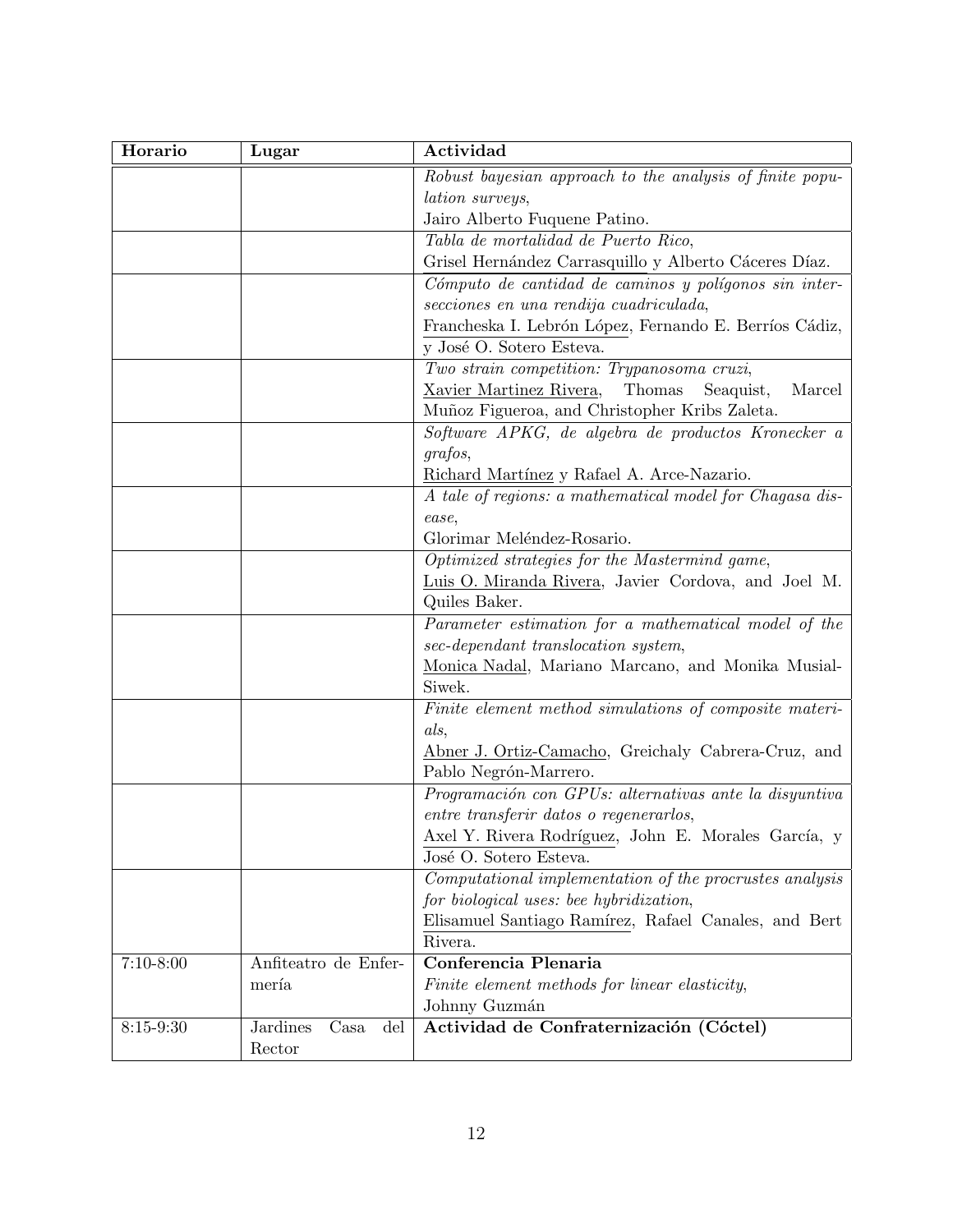| Horario | Lugar | Actividad |
|---|---|---|
| | | *Robust bayesian approach to the analysis of finite population surveys*, Jairo Alberto Fuquene Patino. |
| | | *Tabla de mortalidad de Puerto Rico*, Grisel Hernández Carrasquillo y Alberto Cáceres Díaz. |
| | | *Cómputo de cantidad de caminos y polígonos sin intersecciones en una rendija cuadriculada*, Francheska I. Lebrón López, Fernando E. Berríos Cádiz, y José O. Sotero Esteva. |
| | | *Two strain competition: Trypanosoma cruzi*, Xavier Martinez Rivera, Thomas Seaquist, Marcel Muñoz Figueroa, and Christopher Kribs Zaleta. |
| | | *Software APKG, de algebra de productos Kronecker a grafos*, Richard Martínez y Rafael A. Arce-Nazario. |
| | | *A tale of regions: a mathematical model for Chagasa disease*, Glorimar Meléndez-Rosario. |
| | | *Optimized strategies for the Mastermind game*, Luis O. Miranda Rivera, Javier Cordova, and Joel M. Quiles Baker. |
| | | *Parameter estimation for a mathematical model of the sec-dependant translocation system*, Monica Nadal, Mariano Marcano, and Monika Musial-Siwek. |
| | | *Finite element method simulations of composite materials*, Abner J. Ortiz-Camacho, Greichaly Cabrera-Cruz, and Pablo Negrón-Marrero. |
| | | *Programación con GPUs: alternativas ante la disyuntiva entre transferir datos o regenerarlos*, Axel Y. Rivera Rodríguez, John E. Morales García, y José O. Sotero Esteva. |
| | | *Computational implementation of the procrustes analysis for biological uses: bee hybridization*, Elisamuel Santiago Ramírez, Rafael Canales, and Bert Rivera. |
| 7:10-8:00 | Anfiteatro de Enfermería | **Conferencia Plenaria** *Finite element methods for linear elasticity*, Johnny Guzmán |
| 8:15-9:30 | Jardines Casa del Rector | **Actividad de Confraternización (Cóctel)** |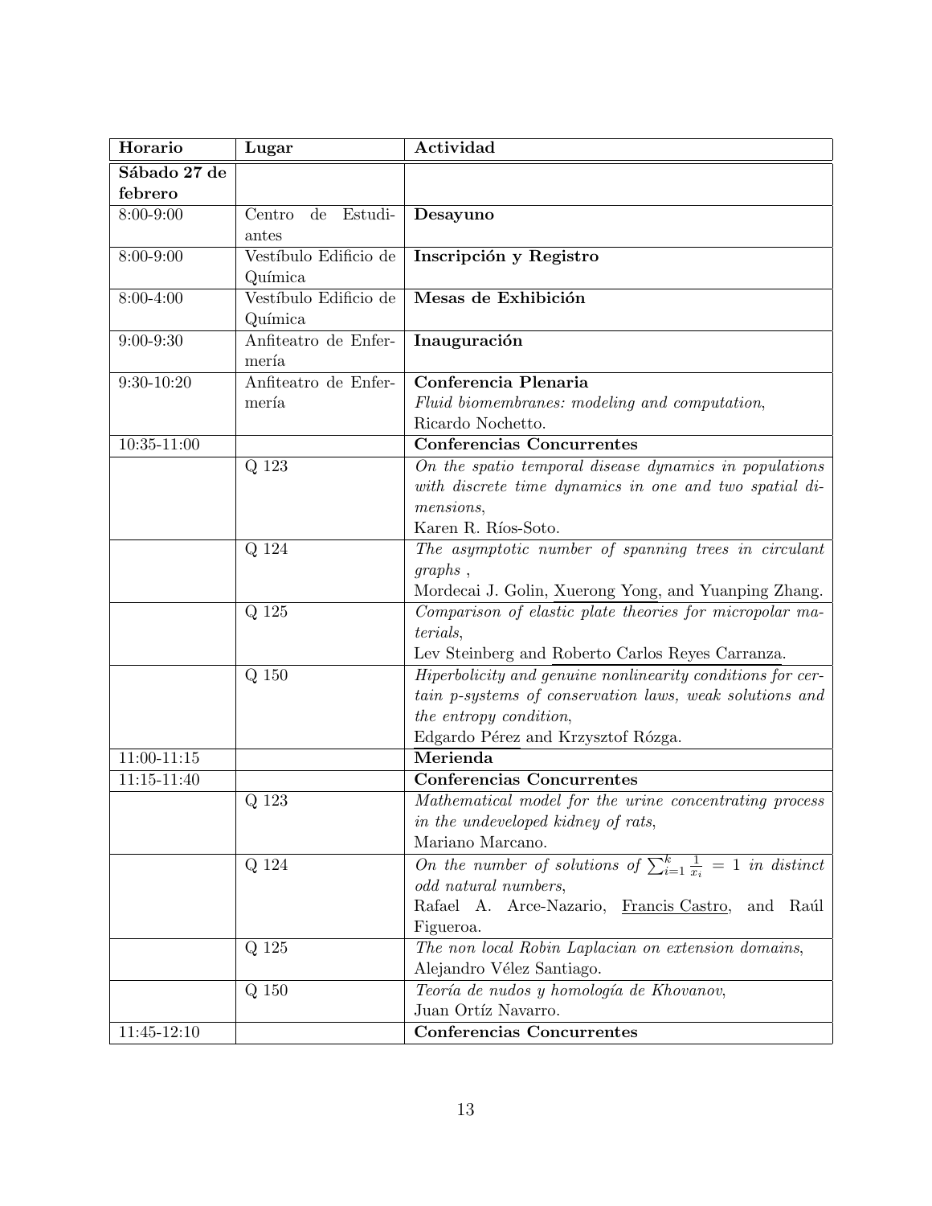| Horario | Lugar | Actividad |
|---|---|---|
| **Sábado 27 de febrero** | | |
| 8:00-9:00 | Centro de Estudiantes | **Desayuno** |
| 8:00-9:00 | Vestíbulo Edificio de Química | **Inscripción y Registro** |
| 8:00-4:00 | Vestíbulo Edificio de Química | **Mesas de Exhibición** |
| 9:00-9:30 | Anfiteatro de Enfermería | **Inauguración** |
| 9:30-10:20 | Anfiteatro de Enfermería | **Conferencia Plenaria** *Fluid biomembranes: modeling and computation*, Ricardo Nochetto. |
| 10:35-11:00 | | **Conferencias Concurrentes** |
| | Q 123 | *On the spatio temporal disease dynamics in populations with discrete time dynamics in one and two spatial dimensions*, Karen R. Ríos-Soto. |
| | Q 124 | *The asymptotic number of spanning trees in circulant graphs* , Mordecai J. Golin, Xuerong Yong, and Yuanping Zhang. |
| | Q 125 | *Comparison of elastic plate theories for micropolar materials*, Lev Steinberg and Roberto Carlos Reyes Carranza. |
| | Q 150 | *Hiperbolicity and genuine nonlinearity conditions for certain p-systems of conservation laws, weak solutions and the entropy condition*, Edgardo Pérez and Krzysztof Rózga. |
| 11:00-11:15 | | **Merienda** |
| 11:15-11:40 | | **Conferencias Concurrentes** |
| | Q 123 | *Mathematical model for the urine concentrating process in the undeveloped kidney of rats*, Mariano Marcano. |
| | Q 124 | *On the number of solutions of $\sum_{i=1}^{k} \frac{1}{x_i} = 1$ in distinct odd natural numbers*, Rafael A. Arce-Nazario, Francis Castro, and Raúl Figueroa. |
| | Q 125 | *The non local Robin Laplacian on extension domains*, Alejandro Vélez Santiago. |
| | Q 150 | *Teoría de nudos y homología de Khovanov*, Juan Ortíz Navarro. |
| 11:45-12:10 | | **Conferencias Concurrentes** |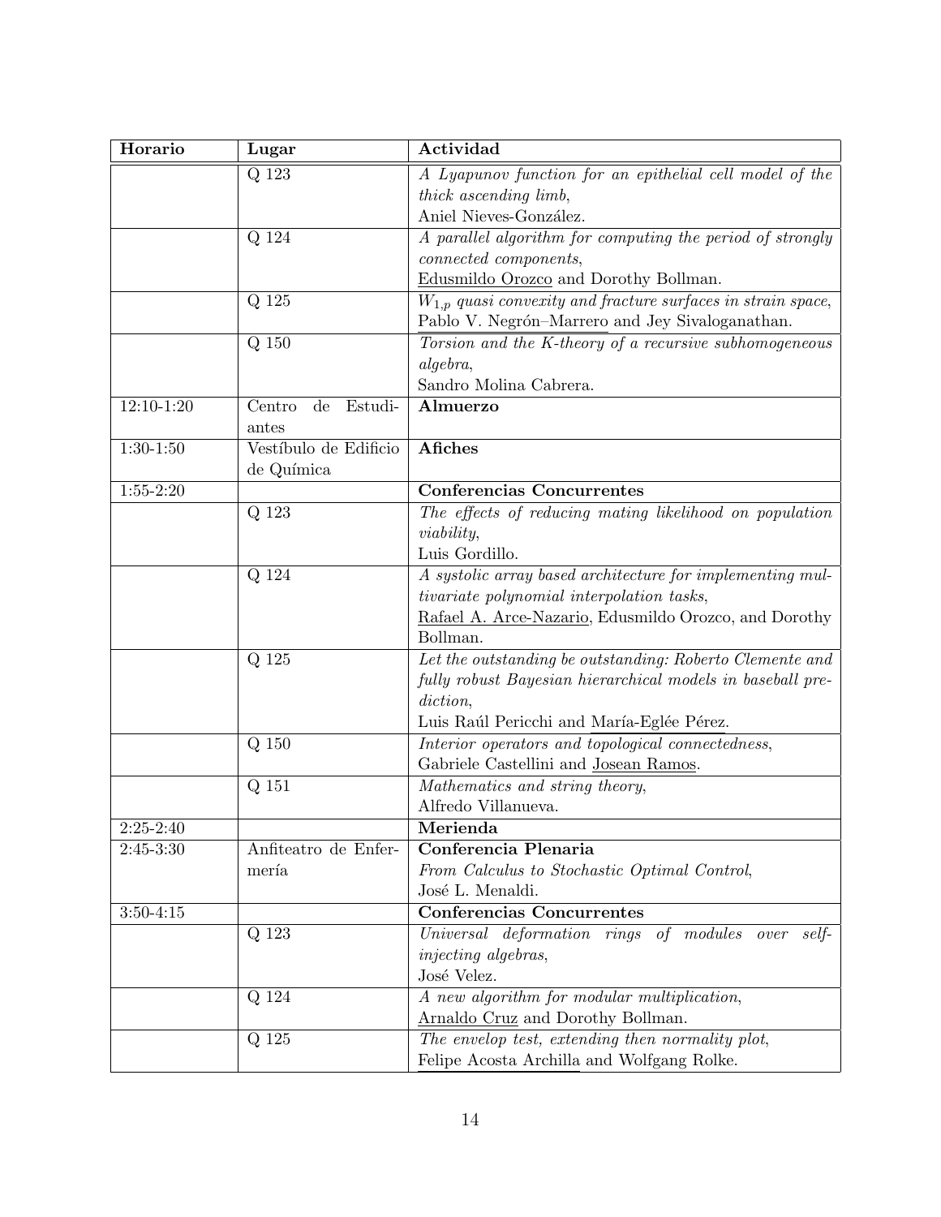| Horario | Lugar | Actividad |
|---|---|---|
| | Q 123 | *A Lyapunov function for an epithelial cell model of the thick ascending limb*, Aniel Nieves-González. |
| | Q 124 | *A parallel algorithm for computing the period of strongly connected components*, Edusmildo Orozco and Dorothy Bollman. |
| | Q 125 | *$W_{1,p}$ quasi convexity and fracture surfaces in strain space*, Pablo V. Negrón–Marrero and Jey Sivaloganathan. |
| | Q 150 | *Torsion and the K-theory of a recursive subhomogeneous algebra*, Sandro Molina Cabrera. |
| 12:10-1:20 | Centro de Estudiantes | **Almuerzo** |
| 1:30-1:50 | Vestíbulo de Edificio de Química | **Afiches** |
| 1:55-2:20 | | **Conferencias Concurrentes** |
| | Q 123 | *The effects of reducing mating likelihood on population viability*, Luis Gordillo. |
| | Q 124 | *A systolic array based architecture for implementing multivariate polynomial interpolation tasks*, Rafael A. Arce-Nazario, Edusmildo Orozco, and Dorothy Bollman. |
| | Q 125 | *Let the outstanding be outstanding: Roberto Clemente and fully robust Bayesian hierarchical models in baseball prediction*, Luis Raúl Pericchi and María-Eglée Pérez. |
| | Q 150 | *Interior operators and topological connectedness*, Gabriele Castellini and Josean Ramos. |
| | Q 151 | *Mathematics and string theory*, Alfredo Villanueva. |
| 2:25-2:40 | | **Merienda** |
| 2:45-3:30 | Anfiteatro de Enfermería | **Conferencia Plenaria** *From Calculus to Stochastic Optimal Control*, José L. Menaldi. |
| 3:50-4:15 | | **Conferencias Concurrentes** |
| | Q 123 | *Universal deformation rings of modules over self-injecting algebras*, José Velez. |
| | Q 124 | *A new algorithm for modular multiplication*, Arnaldo Cruz and Dorothy Bollman. |
| | Q 125 | *The envelop test, extending then normality plot*, Felipe Acosta Archilla and Wolfgang Rolke. |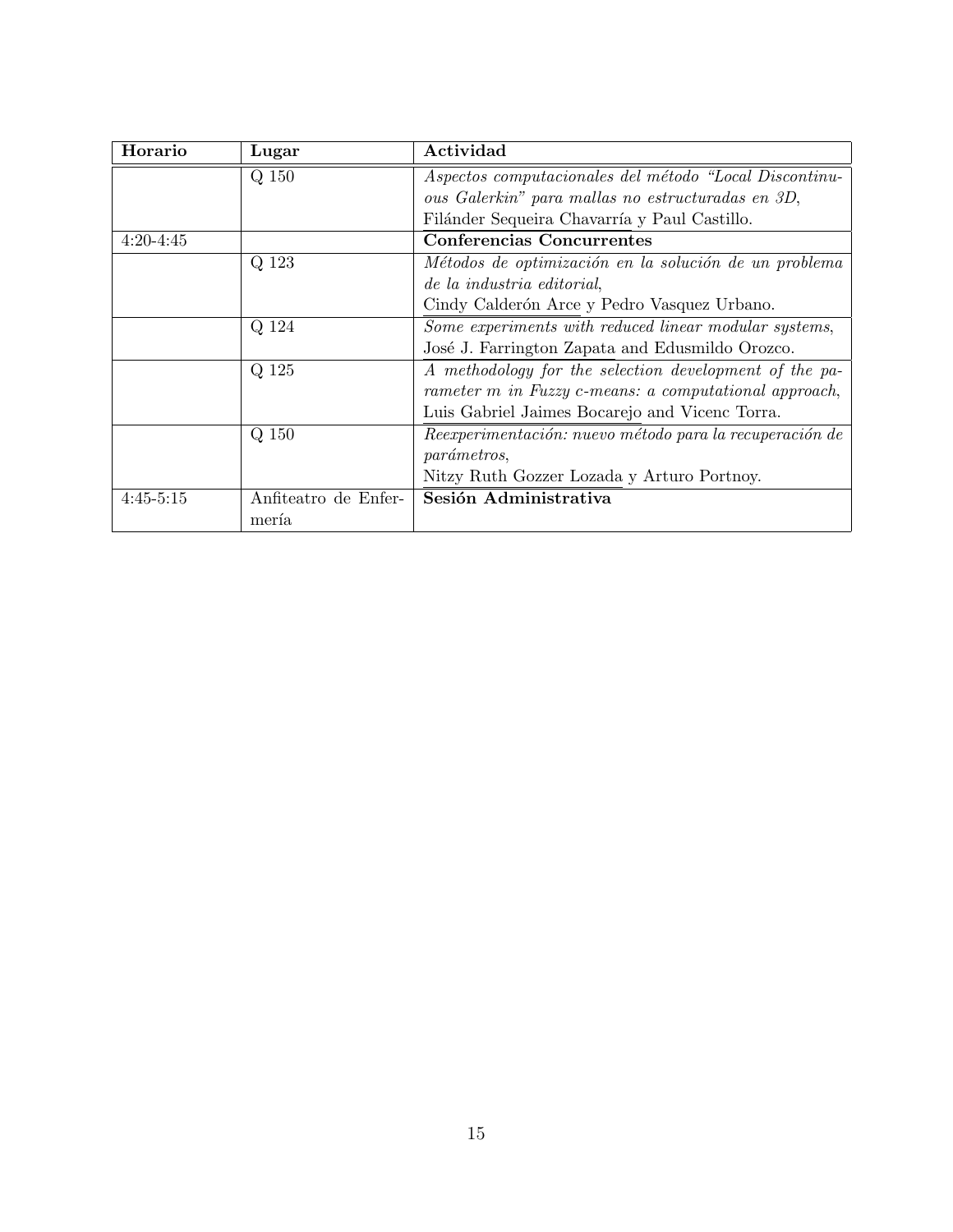| Horario | Lugar | Actividad |
| --- | --- | --- |
| | Q 150 | *Aspectos computacionales del método "Local Discontinuous Galerkin" para mallas no estructuradas en 3D*, Filánder Sequeira Chavarría y Paul Castillo. |
| 4:20-4:45 | | **Conferencias Concurrentes** |
| | Q 123 | *Métodos de optimización en la solución de un problema de la industria editorial*, Cindy Calderón Arce y Pedro Vasquez Urbano. |
| | Q 124 | *Some experiments with reduced linear modular systems*, José J. Farrington Zapata and Edusmildo Orozco. |
| | Q 125 | *A methodology for the selection development of the parameter m in Fuzzy c-means: a computational approach*, Luis Gabriel Jaimes Bocarejo and Vicenc Torra. |
| | Q 150 | *Reexperimentación: nuevo método para la recuperación de parámetros*, Nitzy Ruth Gozzer Lozada y Arturo Portnoy. |
| 4:45-5:15 | Anfiteatro de Enfermería | **Sesión Administrativa** |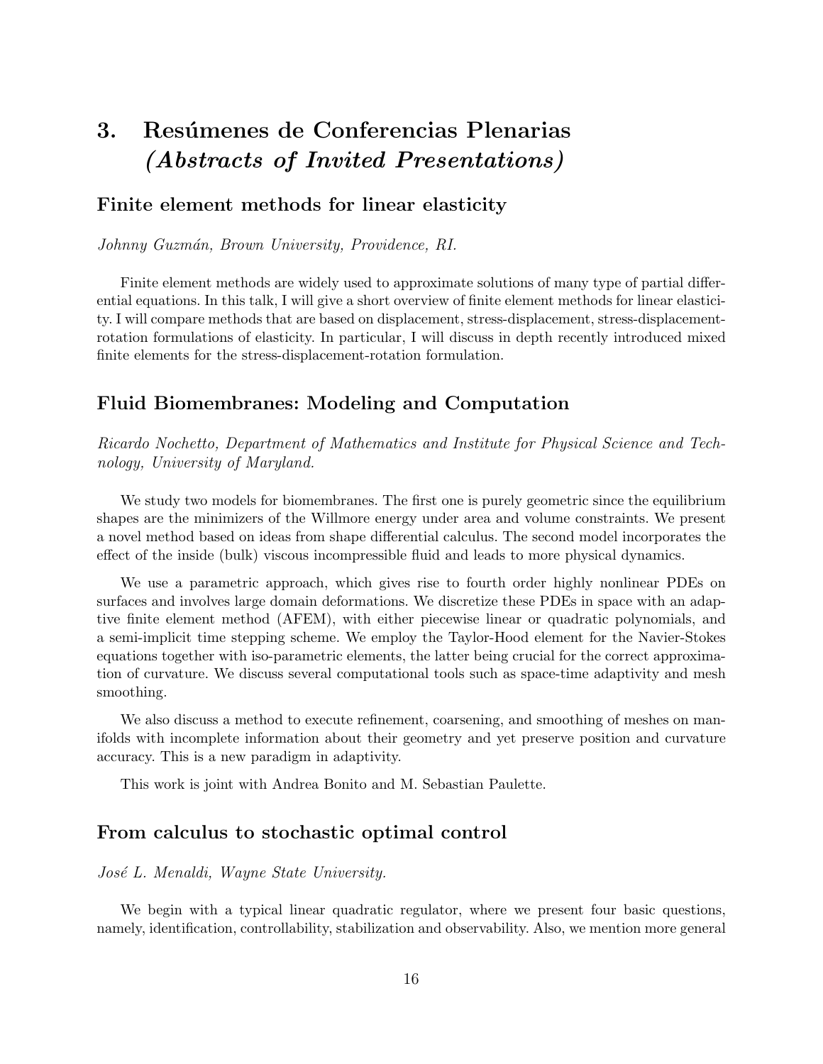# 3. Resúmenes de Conferencias Plenarias *(Abstracts of Invited Presentations)*

## Finite element methods for linear elasticity

*Johnny Guzmán, Brown University, Providence, RI.*

Finite element methods are widely used to approximate solutions of many type of partial differential equations. In this talk, I will give a short overview of finite element methods for linear elasticity. I will compare methods that are based on displacement, stress-displacement, stress-displacement-rotation formulations of elasticity. In particular, I will discuss in depth recently introduced mixed finite elements for the stress-displacement-rotation formulation.

## Fluid Biomembranes: Modeling and Computation

*Ricardo Nochetto, Department of Mathematics and Institute for Physical Science and Technology, University of Maryland.*

We study two models for biomembranes. The first one is purely geometric since the equilibrium shapes are the minimizers of the Willmore energy under area and volume constraints. We present a novel method based on ideas from shape differential calculus. The second model incorporates the effect of the inside (bulk) viscous incompressible fluid and leads to more physical dynamics.

We use a parametric approach, which gives rise to fourth order highly nonlinear PDEs on surfaces and involves large domain deformations. We discretize these PDEs in space with an adaptive finite element method (AFEM), with either piecewise linear or quadratic polynomials, and a semi-implicit time stepping scheme. We employ the Taylor-Hood element for the Navier-Stokes equations together with iso-parametric elements, the latter being crucial for the correct approximation of curvature. We discuss several computational tools such as space-time adaptivity and mesh smoothing.

We also discuss a method to execute refinement, coarsening, and smoothing of meshes on manifolds with incomplete information about their geometry and yet preserve position and curvature accuracy. This is a new paradigm in adaptivity.

This work is joint with Andrea Bonito and M. Sebastian Paulette.

## From calculus to stochastic optimal control

*José L. Menaldi, Wayne State University.*

We begin with a typical linear quadratic regulator, where we present four basic questions, namely, identification, controllability, stabilization and observability. Also, we mention more general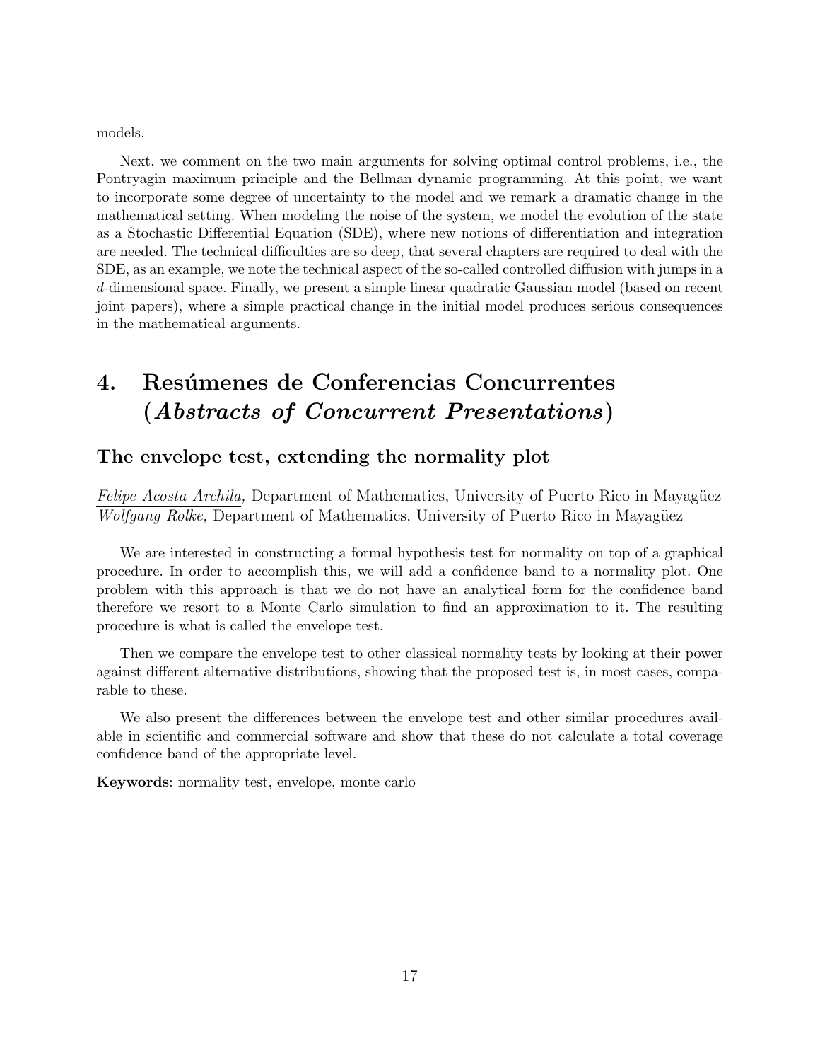models.

Next, we comment on the two main arguments for solving optimal control problems, i.e., the Pontryagin maximum principle and the Bellman dynamic programming. At this point, we want to incorporate some degree of uncertainty to the model and we remark a dramatic change in the mathematical setting. When modeling the noise of the system, we model the evolution of the state as a Stochastic Differential Equation (SDE), where new notions of differentiation and integration are needed. The technical difficulties are so deep, that several chapters are required to deal with the SDE, as an example, we note the technical aspect of the so-called controlled diffusion with jumps in a $d$-dimensional space. Finally, we present a simple linear quadratic Gaussian model (based on recent joint papers), where a simple practical change in the initial model produces serious consequences in the mathematical arguments.

# 4. Resúmenes de Conferencias Concurrentes (*Abstracts of Concurrent Presentations*)

## The envelope test, extending the normality plot

*Felipe Acosta Archila,* Department of Mathematics, University of Puerto Rico in Mayagüez
*Wolfgang Rolke,* Department of Mathematics, University of Puerto Rico in Mayagüez

We are interested in constructing a formal hypothesis test for normality on top of a graphical procedure. In order to accomplish this, we will add a confidence band to a normality plot. One problem with this approach is that we do not have an analytical form for the confidence band therefore we resort to a Monte Carlo simulation to find an approximation to it. The resulting procedure is what is called the envelope test.

Then we compare the envelope test to other classical normality tests by looking at their power against different alternative distributions, showing that the proposed test is, in most cases, comparable to these.

We also present the differences between the envelope test and other similar procedures available in scientific and commercial software and show that these do not calculate a total coverage confidence band of the appropriate level.

**Keywords**: normality test, envelope, monte carlo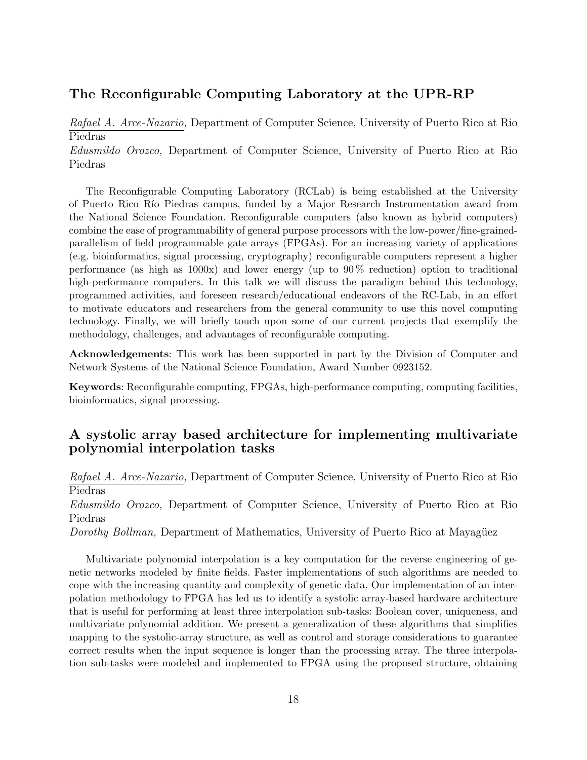## The Reconfigurable Computing Laboratory at the UPR-RP

*Rafael A. Arce-Nazario,* Department of Computer Science, University of Puerto Rico at Rio Piedras
*Edusmildo Orozco,* Department of Computer Science, University of Puerto Rico at Rio Piedras

The Reconfigurable Computing Laboratory (RCLab) is being established at the University of Puerto Rico Río Piedras campus, funded by a Major Research Instrumentation award from the National Science Foundation. Reconfigurable computers (also known as hybrid computers) combine the ease of programmability of general purpose processors with the low-power/fine-grained-parallelism of field programmable gate arrays (FPGAs). For an increasing variety of applications (e.g. bioinformatics, signal processing, cryptography) reconfigurable computers represent a higher performance (as high as 1000x) and lower energy (up to 90 % reduction) option to traditional high-performance computers. In this talk we will discuss the paradigm behind this technology, programmed activities, and foreseen research/educational endeavors of the RC-Lab, in an effort to motivate educators and researchers from the general community to use this novel computing technology. Finally, we will briefly touch upon some of our current projects that exemplify the methodology, challenges, and advantages of reconfigurable computing.

**Acknowledgements**: This work has been supported in part by the Division of Computer and Network Systems of the National Science Foundation, Award Number 0923152.

**Keywords**: Reconfigurable computing, FPGAs, high-performance computing, computing facilities, bioinformatics, signal processing.

## A systolic array based architecture for implementing multivariate polynomial interpolation tasks

*Rafael A. Arce-Nazario,* Department of Computer Science, University of Puerto Rico at Rio Piedras
*Edusmildo Orozco,* Department of Computer Science, University of Puerto Rico at Rio Piedras
*Dorothy Bollman,* Department of Mathematics, University of Puerto Rico at Mayagüez

Multivariate polynomial interpolation is a key computation for the reverse engineering of genetic networks modeled by finite fields. Faster implementations of such algorithms are needed to cope with the increasing quantity and complexity of genetic data. Our implementation of an interpolation methodology to FPGA has led us to identify a systolic array-based hardware architecture that is useful for performing at least three interpolation sub-tasks: Boolean cover, uniqueness, and multivariate polynomial addition. We present a generalization of these algorithms that simplifies mapping to the systolic-array structure, as well as control and storage considerations to guarantee correct results when the input sequence is longer than the processing array. The three interpolation sub-tasks were modeled and implemented to FPGA using the proposed structure, obtaining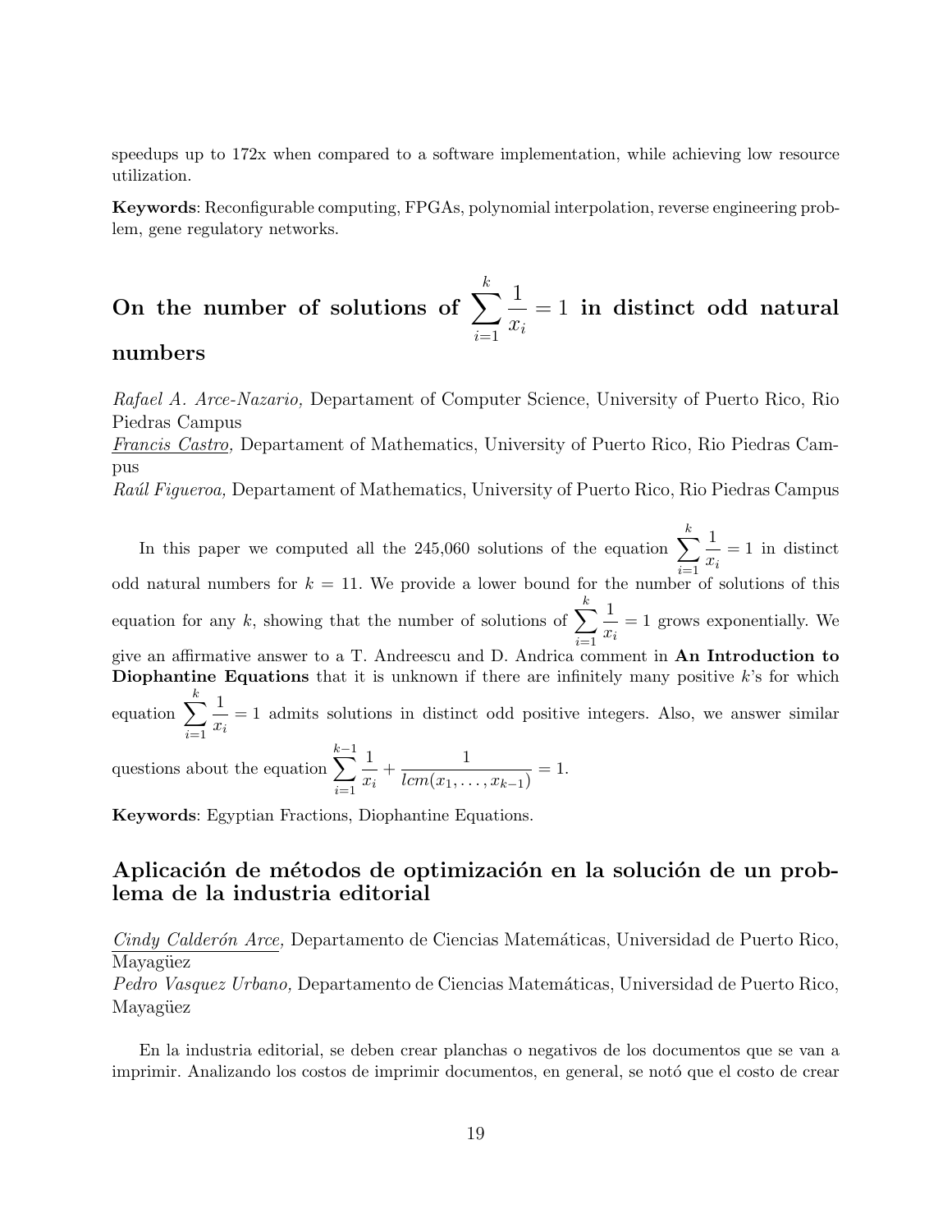speedups up to 172x when compared to a software implementation, while achieving low resource utilization.

**Keywords**: Reconfigurable computing, FPGAs, polynomial interpolation, reverse engineering problem, gene regulatory networks.

## On the number of solutions of $\sum_{i=1}^{k} \frac{1}{x_i} = 1$ in distinct odd natural numbers

*Rafael A. Arce-Nazario,* Departament of Computer Science, University of Puerto Rico, Rio Piedras Campus
*Francis Castro,* Departament of Mathematics, University of Puerto Rico, Rio Piedras Campus
*Raúl Figueroa,* Departament of Mathematics, University of Puerto Rico, Rio Piedras Campus

In this paper we computed all the 245,060 solutions of the equation $\sum_{i=1}^{k} \frac{1}{x_i} = 1$ in distinct odd natural numbers for $k = 11$. We provide a lower bound for the number of solutions of this equation for any $k$, showing that the number of solutions of $\sum_{i=1}^{k} \frac{1}{x_i} = 1$ grows exponentially. We give an affirmative answer to a T. Andreescu and D. Andrica comment in **An Introduction to Diophantine Equations** that it is unknown if there are infinitely many positive $k$'s for which equation $\sum_{i=1}^{k} \frac{1}{x_i} = 1$ admits solutions in distinct odd positive integers. Also, we answer similar questions about the equation $\sum_{i=1}^{k-1} \frac{1}{x_i} + \frac{1}{lcm(x_1, \ldots, x_{k-1})} = 1$.

**Keywords**: Egyptian Fractions, Diophantine Equations.

## Aplicación de métodos de optimización en la solución de un problema de la industria editorial

*Cindy Calderón Arce,* Departamento de Ciencias Matemáticas, Universidad de Puerto Rico, Mayagüez
*Pedro Vasquez Urbano,* Departamento de Ciencias Matemáticas, Universidad de Puerto Rico, Mayagüez

En la industria editorial, se deben crear planchas o negativos de los documentos que se van a imprimir. Analizando los costos de imprimir documentos, en general, se notó que el costo de crear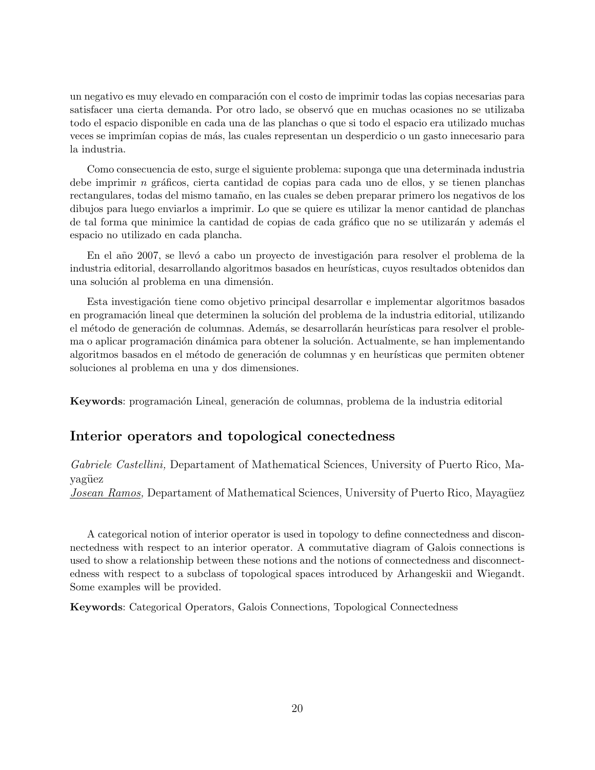un negativo es muy elevado en comparación con el costo de imprimir todas las copias necesarias para satisfacer una cierta demanda. Por otro lado, se observó que en muchas ocasiones no se utilizaba todo el espacio disponible en cada una de las planchas o que si todo el espacio era utilizado muchas veces se imprimían copias de más, las cuales representan un desperdicio o un gasto innecesario para la industria.

Como consecuencia de esto, surge el siguiente problema: suponga que una determinada industria debe imprimir $n$ gráficos, cierta cantidad de copias para cada uno de ellos, y se tienen planchas rectangulares, todas del mismo tamaño, en las cuales se deben preparar primero los negativos de los dibujos para luego enviarlos a imprimir. Lo que se quiere es utilizar la menor cantidad de planchas de tal forma que minimice la cantidad de copias de cada gráfico que no se utilizarán y además el espacio no utilizado en cada plancha.

En el año 2007, se llevó a cabo un proyecto de investigación para resolver el problema de la industria editorial, desarrollando algoritmos basados en heurísticas, cuyos resultados obtenidos dan una solución al problema en una dimensión.

Esta investigación tiene como objetivo principal desarrollar e implementar algoritmos basados en programación lineal que determinen la solución del problema de la industria editorial, utilizando el método de generación de columnas. Además, se desarrollarán heurísticas para resolver el problema o aplicar programación dinámica para obtener la solución. Actualmente, se han implementando algoritmos basados en el método de generación de columnas y en heurísticas que permiten obtener soluciones al problema en una y dos dimensiones.

**Keywords**: programación Lineal, generación de columnas, problema de la industria editorial

## Interior operators and topological conectedness

*Gabriele Castellini,* Departament of Mathematical Sciences, University of Puerto Rico, Mayagüez
*Josean Ramos,* Departament of Mathematical Sciences, University of Puerto Rico, Mayagüez

A categorical notion of interior operator is used in topology to define connectedness and disconnectedness with respect to an interior operator. A commutative diagram of Galois connections is used to show a relationship between these notions and the notions of connectedness and disconnectedness with respect to a subclass of topological spaces introduced by Arhangeskii and Wiegandt. Some examples will be provided.

**Keywords**: Categorical Operators, Galois Connections, Topological Connectedness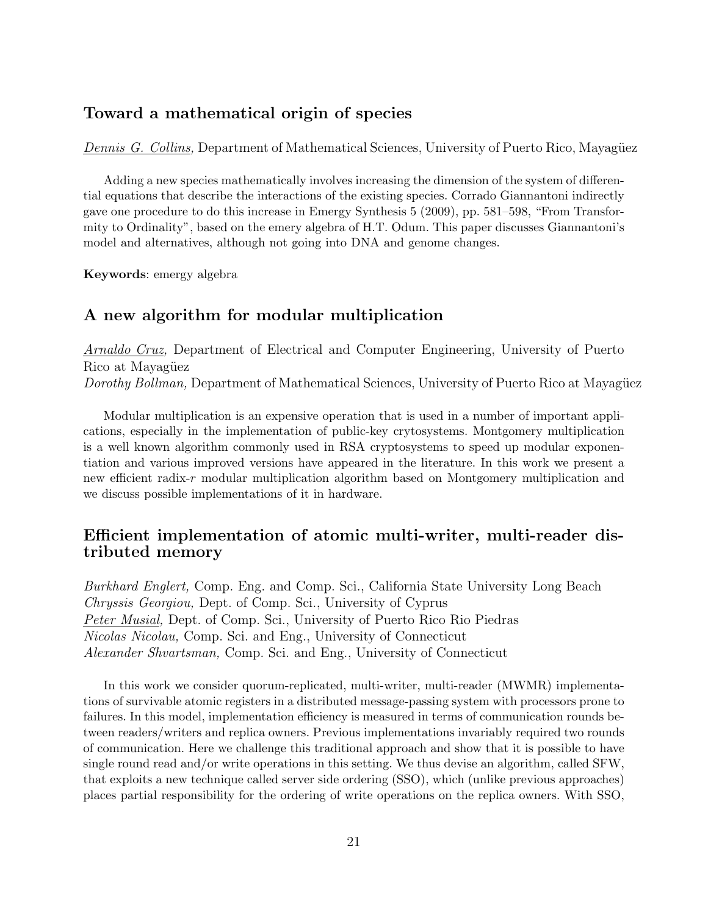## Toward a mathematical origin of species

Dennis G. Collins, Department of Mathematical Sciences, University of Puerto Rico, Mayagüez

Adding a new species mathematically involves increasing the dimension of the system of differential equations that describe the interactions of the existing species. Corrado Giannantoni indirectly gave one procedure to do this increase in Emergy Synthesis 5 (2009), pp. 581–598, "From Transformity to Ordinality", based on the emery algebra of H.T. Odum. This paper discusses Giannantoni's model and alternatives, although not going into DNA and genome changes.

**Keywords**: emergy algebra

## A new algorithm for modular multiplication

*Arnaldo Cruz,* Department of Electrical and Computer Engineering, University of Puerto Rico at Mayagüez
*Dorothy Bollman,* Department of Mathematical Sciences, University of Puerto Rico at Mayagüez

Modular multiplication is an expensive operation that is used in a number of important applications, especially in the implementation of public-key crytosystems. Montgomery multiplication is a well known algorithm commonly used in RSA cryptosystems to speed up modular exponentiation and various improved versions have appeared in the literature. In this work we present a new efficient radix-$r$ modular multiplication algorithm based on Montgomery multiplication and we discuss possible implementations of it in hardware.

## Efficient implementation of atomic multi-writer, multi-reader distributed memory

*Burkhard Englert,* Comp. Eng. and Comp. Sci., California State University Long Beach
*Chryssis Georgiou,* Dept. of Comp. Sci., University of Cyprus
*Peter Musial,* Dept. of Comp. Sci., University of Puerto Rico Rio Piedras
*Nicolas Nicolau,* Comp. Sci. and Eng., University of Connecticut
*Alexander Shvartsman,* Comp. Sci. and Eng., University of Connecticut

In this work we consider quorum-replicated, multi-writer, multi-reader (MWMR) implementations of survivable atomic registers in a distributed message-passing system with processors prone to failures. In this model, implementation efficiency is measured in terms of communication rounds between readers/writers and replica owners. Previous implementations invariably required two rounds of communication. Here we challenge this traditional approach and show that it is possible to have single round read and/or write operations in this setting. We thus devise an algorithm, called SFW, that exploits a new technique called server side ordering (SSO), which (unlike previous approaches) places partial responsibility for the ordering of write operations on the replica owners. With SSO,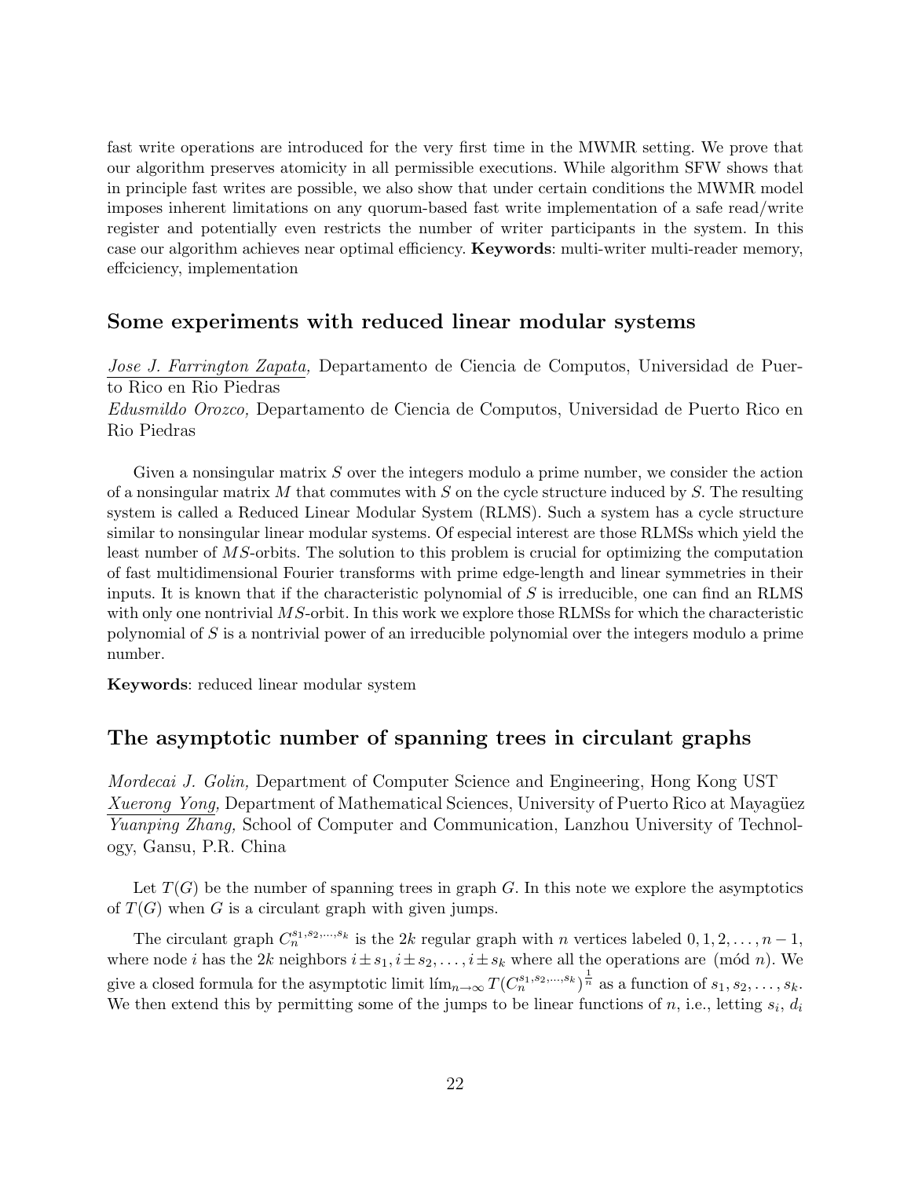fast write operations are introduced for the very first time in the MWMR setting. We prove that our algorithm preserves atomicity in all permissible executions. While algorithm SFW shows that in principle fast writes are possible, we also show that under certain conditions the MWMR model imposes inherent limitations on any quorum-based fast write implementation of a safe read/write register and potentially even restricts the number of writer participants in the system. In this case our algorithm achieves near optimal efficiency. **Keywords**: multi-writer multi-reader memory, effciciency, implementation

## Some experiments with reduced linear modular systems

*Jose J. Farrington Zapata,* Departamento de Ciencia de Computos, Universidad de Puerto Rico en Rio Piedras
*Edusmildo Orozco,* Departamento de Ciencia de Computos, Universidad de Puerto Rico en Rio Piedras

Given a nonsingular matrix $S$ over the integers modulo a prime number, we consider the action of a nonsingular matrix $M$ that commutes with $S$ on the cycle structure induced by $S$. The resulting system is called a Reduced Linear Modular System (RLMS). Such a system has a cycle structure similar to nonsingular linear modular systems. Of especial interest are those RLMSs which yield the least number of $MS$-orbits. The solution to this problem is crucial for optimizing the computation of fast multidimensional Fourier transforms with prime edge-length and linear symmetries in their inputs. It is known that if the characteristic polynomial of $S$ is irreducible, one can find an RLMS with only one nontrivial $MS$-orbit. In this work we explore those RLMSs for which the characteristic polynomial of $S$ is a nontrivial power of an irreducible polynomial over the integers modulo a prime number.

**Keywords**: reduced linear modular system

## The asymptotic number of spanning trees in circulant graphs

*Mordecai J. Golin,* Department of Computer Science and Engineering, Hong Kong UST
*Xuerong Yong,* Department of Mathematical Sciences, University of Puerto Rico at Mayagüez
*Yuanping Zhang,* School of Computer and Communication, Lanzhou University of Technology, Gansu, P.R. China

Let $T(G)$ be the number of spanning trees in graph $G$. In this note we explore the asymptotics of $T(G)$ when $G$ is a circulant graph with given jumps.

The circulant graph $C_n^{s_1,s_2,\ldots,s_k}$ is the $2k$ regular graph with $n$ vertices labeled $0, 1, 2, \ldots, n-1$, where node $i$ has the $2k$ neighbors $i \pm s_1, i \pm s_2, \ldots, i \pm s_k$ where all the operations are $(\text{mód } n)$. We give a closed formula for the asymptotic limit $\text{lím}_{n\to\infty} T(C_n^{s_1,s_2,\ldots,s_k})^{\frac{1}{n}}$ as a function of $s_1, s_2, \ldots, s_k$. We then extend this by permitting some of the jumps to be linear functions of $n$, i.e., letting $s_i$, $d_i$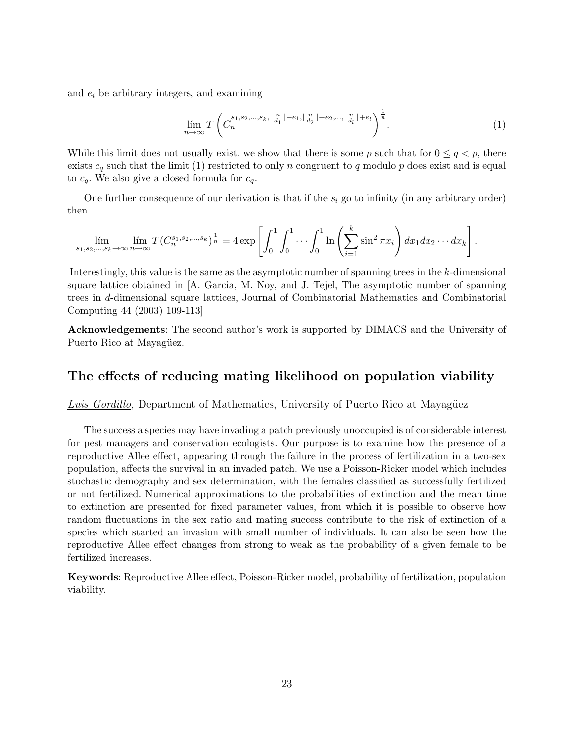and $e_i$ be arbitrary integers, and examining

$$\lim_{n\to\infty} T\left(C_n^{s_1,s_2,\ldots,s_k,\lfloor \frac{n}{d_1}\rfloor+e_1,\lfloor \frac{n}{d_2}\rfloor+e_2,\ldots,\lfloor \frac{n}{d_l}\rfloor+e_l}\right)^{\frac{1}{n}}. \tag{1}$$

While this limit does not usually exist, we show that there is some $p$ such that for $0 \le q < p$, there exists $c_q$ such that the limit (1) restricted to only $n$ congruent to $q$ modulo $p$ does exist and is equal to $c_q$. We also give a closed formula for $c_q$.

One further consequence of our derivation is that if the $s_i$ go to infinity (in any arbitrary order) then

$$\lim_{s_1,s_2,\ldots,s_k\to\infty}\lim_{n\to\infty} T(C_n^{s_1,s_2,\ldots,s_k})^{\frac{1}{n}} = 4\exp\left[\int_0^1\int_0^1\cdots\int_0^1 \ln\left(\sum_{i=1}^{k}\sin^2\pi x_i\right)dx_1dx_2\cdots dx_k\right].$$

Interestingly, this value is the same as the asymptotic number of spanning trees in the $k$-dimensional square lattice obtained in [A. Garcia, M. Noy, and J. Tejel, The asymptotic number of spanning trees in $d$-dimensional square lattices, Journal of Combinatorial Mathematics and Combinatorial Computing 44 (2003) 109-113]

**Acknowledgements**: The second author's work is supported by DIMACS and the University of Puerto Rico at Mayagüez.

## The effects of reducing mating likelihood on population viability

*Luis Gordillo,* Department of Mathematics, University of Puerto Rico at Mayagüez

The success a species may have invading a patch previously unoccupied is of considerable interest for pest managers and conservation ecologists. Our purpose is to examine how the presence of a reproductive Allee effect, appearing through the failure in the process of fertilization in a two-sex population, affects the survival in an invaded patch. We use a Poisson-Ricker model which includes stochastic demography and sex determination, with the females classified as successfully fertilized or not fertilized. Numerical approximations to the probabilities of extinction and the mean time to extinction are presented for fixed parameter values, from which it is possible to observe how random fluctuations in the sex ratio and mating success contribute to the risk of extinction of a species which started an invasion with small number of individuals. It can also be seen how the reproductive Allee effect changes from strong to weak as the probability of a given female to be fertilized increases.

**Keywords**: Reproductive Allee effect, Poisson-Ricker model, probability of fertilization, population viability.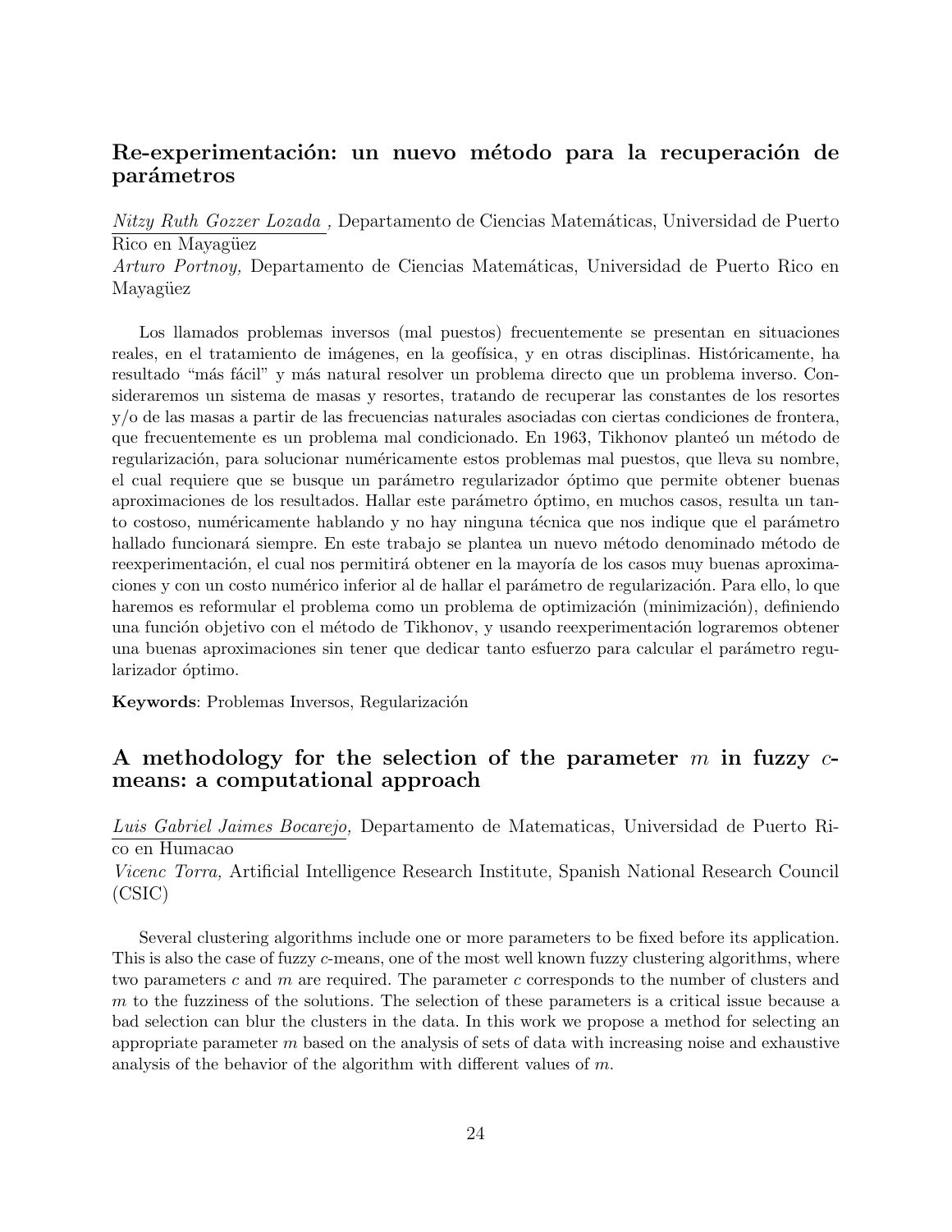## Re-experimentación: un nuevo método para la recuperación de parámetros

*Nitzy Ruth Gozzer Lozada ,* Departamento de Ciencias Matemáticas, Universidad de Puerto Rico en Mayagüez
*Arturo Portnoy,* Departamento de Ciencias Matemáticas, Universidad de Puerto Rico en Mayagüez

Los llamados problemas inversos (mal puestos) frecuentemente se presentan en situaciones reales, en el tratamiento de imágenes, en la geofísica, y en otras disciplinas. Históricamente, ha resultado "más fácil" y más natural resolver un problema directo que un problema inverso. Consideraremos un sistema de masas y resortes, tratando de recuperar las constantes de los resortes y/o de las masas a partir de las frecuencias naturales asociadas con ciertas condiciones de frontera, que frecuentemente es un problema mal condicionado. En 1963, Tikhonov planteó un método de regularización, para solucionar numéricamente estos problemas mal puestos, que lleva su nombre, el cual requiere que se busque un parámetro regularizador óptimo que permite obtener buenas aproximaciones de los resultados. Hallar este parámetro óptimo, en muchos casos, resulta un tanto costoso, numéricamente hablando y no hay ninguna técnica que nos indique que el parámetro hallado funcionará siempre. En este trabajo se plantea un nuevo método denominado método de reexperimentación, el cual nos permitirá obtener en la mayoría de los casos muy buenas aproximaciones y con un costo numérico inferior al de hallar el parámetro de regularización. Para ello, lo que haremos es reformular el problema como un problema de optimización (minimización), definiendo una función objetivo con el método de Tikhonov, y usando reexperimentación lograremos obtener una buenas aproximaciones sin tener que dedicar tanto esfuerzo para calcular el parámetro regularizador óptimo.

**Keywords**: Problemas Inversos, Regularización

## A methodology for the selection of the parameter $m$ in fuzzy $c$-means: a computational approach

*Luis Gabriel Jaimes Bocarejo,* Departamento de Matematicas, Universidad de Puerto Rico en Humacao
*Vicenc Torra,* Artificial Intelligence Research Institute, Spanish National Research Council (CSIC)

Several clustering algorithms include one or more parameters to be fixed before its application. This is also the case of fuzzy $c$-means, one of the most well known fuzzy clustering algorithms, where two parameters $c$ and $m$ are required. The parameter $c$ corresponds to the number of clusters and $m$ to the fuzziness of the solutions. The selection of these parameters is a critical issue because a bad selection can blur the clusters in the data. In this work we propose a method for selecting an appropriate parameter $m$ based on the analysis of sets of data with increasing noise and exhaustive analysis of the behavior of the algorithm with different values of $m$.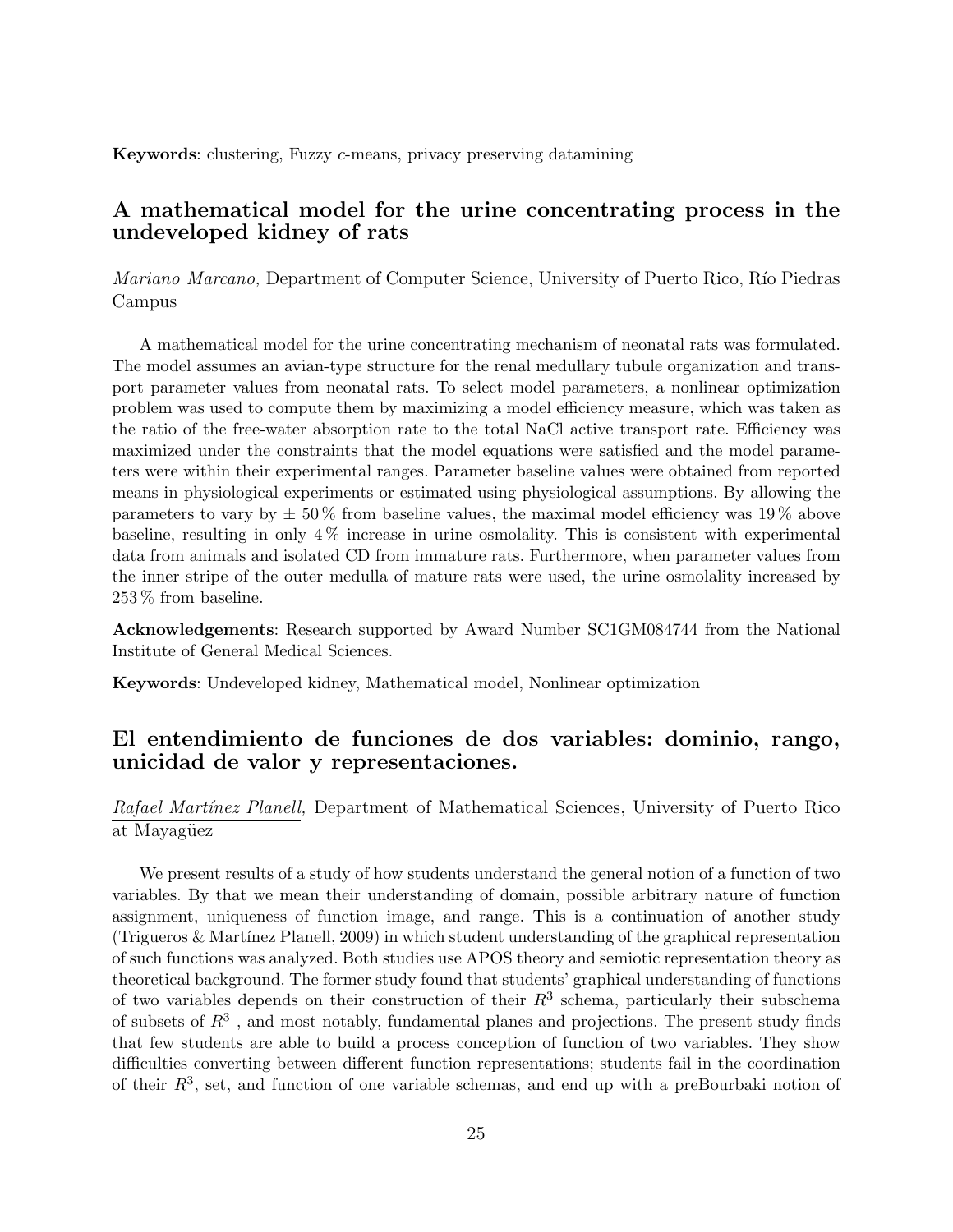**Keywords**: clustering, Fuzzy *c*-means, privacy preserving datamining

## A mathematical model for the urine concentrating process in the undeveloped kidney of rats

*Mariano Marcano*, Department of Computer Science, University of Puerto Rico, Río Piedras Campus

A mathematical model for the urine concentrating mechanism of neonatal rats was formulated. The model assumes an avian-type structure for the renal medullary tubule organization and transport parameter values from neonatal rats. To select model parameters, a nonlinear optimization problem was used to compute them by maximizing a model efficiency measure, which was taken as the ratio of the free-water absorption rate to the total NaCl active transport rate. Efficiency was maximized under the constraints that the model equations were satisfied and the model parameters were within their experimental ranges. Parameter baseline values were obtained from reported means in physiological experiments or estimated using physiological assumptions. By allowing the parameters to vary by $\pm$ 50 % from baseline values, the maximal model efficiency was 19 % above baseline, resulting in only 4 % increase in urine osmolality. This is consistent with experimental data from animals and isolated CD from immature rats. Furthermore, when parameter values from the inner stripe of the outer medulla of mature rats were used, the urine osmolality increased by 253 % from baseline.

**Acknowledgements**: Research supported by Award Number SC1GM084744 from the National Institute of General Medical Sciences.

**Keywords**: Undeveloped kidney, Mathematical model, Nonlinear optimization

## El entendimiento de funciones de dos variables: dominio, rango, unicidad de valor y representaciones.

*Rafael Martínez Planell,* Department of Mathematical Sciences, University of Puerto Rico at Mayagüez

We present results of a study of how students understand the general notion of a function of two variables. By that we mean their understanding of domain, possible arbitrary nature of function assignment, uniqueness of function image, and range. This is a continuation of another study (Trigueros & Martínez Planell, 2009) in which student understanding of the graphical representation of such functions was analyzed. Both studies use APOS theory and semiotic representation theory as theoretical background. The former study found that students' graphical understanding of functions of two variables depends on their construction of their $R^3$ schema, particularly their subschema of subsets of $R^3$ , and most notably, fundamental planes and projections. The present study finds that few students are able to build a process conception of function of two variables. They show difficulties converting between different function representations; students fail in the coordination of their $R^3$, set, and function of one variable schemas, and end up with a preBourbaki notion of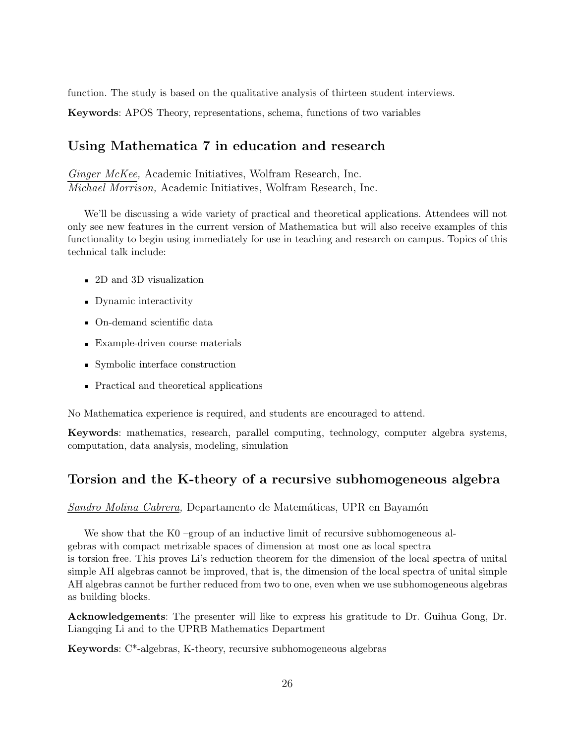function. The study is based on the qualitative analysis of thirteen student interviews.

**Keywords**: APOS Theory, representations, schema, functions of two variables

## Using Mathematica 7 in education and research

*Ginger McKee,* Academic Initiatives, Wolfram Research, Inc.
*Michael Morrison,* Academic Initiatives, Wolfram Research, Inc.

We'll be discussing a wide variety of practical and theoretical applications. Attendees will not only see new features in the current version of Mathematica but will also receive examples of this functionality to begin using immediately for use in teaching and research on campus. Topics of this technical talk include:

- 2D and 3D visualization
- Dynamic interactivity
- On-demand scientific data
- Example-driven course materials
- Symbolic interface construction
- Practical and theoretical applications

No Mathematica experience is required, and students are encouraged to attend.

**Keywords**: mathematics, research, parallel computing, technology, computer algebra systems, computation, data analysis, modeling, simulation

## Torsion and the K-theory of a recursive subhomogeneous algebra

*Sandro Molina Cabrera,* Departamento de Matemáticas, UPR en Bayamón

We show that the K0 –group of an inductive limit of recursive subhomogeneous algebras with compact metrizable spaces of dimension at most one as local spectra is torsion free. This proves Li's reduction theorem for the dimension of the local spectra of unital simple AH algebras cannot be improved, that is, the dimension of the local spectra of unital simple AH algebras cannot be further reduced from two to one, even when we use subhomogeneous algebras as building blocks.

**Acknowledgements**: The presenter will like to express his gratitude to Dr. Guihua Gong, Dr. Liangqing Li and to the UPRB Mathematics Department

**Keywords**: C*-algebras, K-theory, recursive subhomogeneous algebras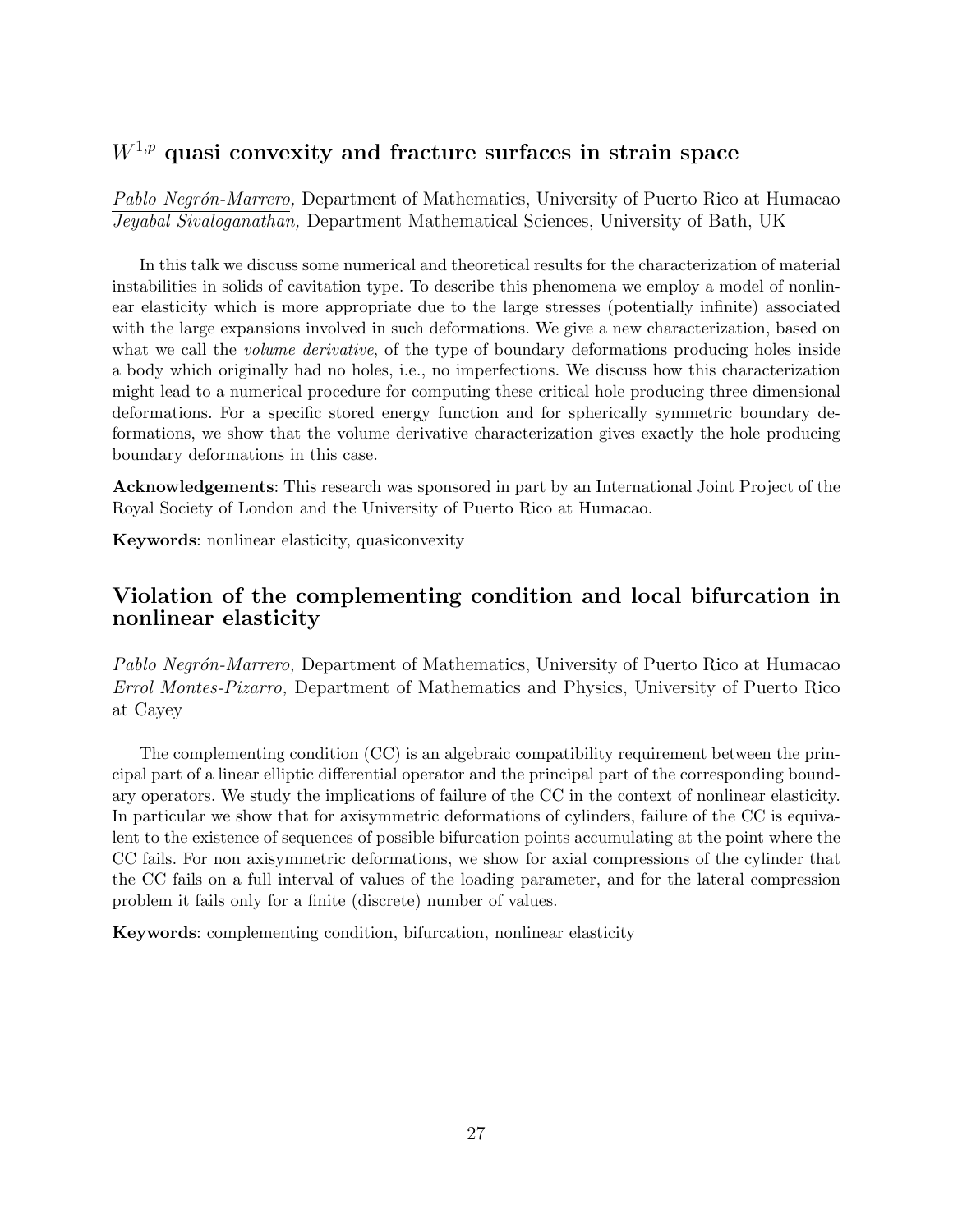## $W^{1,p}$ quasi convexity and fracture surfaces in strain space

*Pablo Negrón-Marrero,* Department of Mathematics, University of Puerto Rico at Humacao
*Jeyabal Sivaloganathan,* Department Mathematical Sciences, University of Bath, UK

In this talk we discuss some numerical and theoretical results for the characterization of material instabilities in solids of cavitation type. To describe this phenomena we employ a model of nonlinear elasticity which is more appropriate due to the large stresses (potentially infinite) associated with the large expansions involved in such deformations. We give a new characterization, based on what we call the *volume derivative*, of the type of boundary deformations producing holes inside a body which originally had no holes, i.e., no imperfections. We discuss how this characterization might lead to a numerical procedure for computing these critical hole producing three dimensional deformations. For a specific stored energy function and for spherically symmetric boundary deformations, we show that the volume derivative characterization gives exactly the hole producing boundary deformations in this case.

**Acknowledgements**: This research was sponsored in part by an International Joint Project of the Royal Society of London and the University of Puerto Rico at Humacao.

**Keywords**: nonlinear elasticity, quasiconvexity

## Violation of the complementing condition and local bifurcation in nonlinear elasticity

*Pablo Negrón-Marrero,* Department of Mathematics, University of Puerto Rico at Humacao
*Errol Montes-Pizarro,* Department of Mathematics and Physics, University of Puerto Rico at Cayey

The complementing condition (CC) is an algebraic compatibility requirement between the principal part of a linear elliptic differential operator and the principal part of the corresponding boundary operators. We study the implications of failure of the CC in the context of nonlinear elasticity. In particular we show that for axisymmetric deformations of cylinders, failure of the CC is equivalent to the existence of sequences of possible bifurcation points accumulating at the point where the CC fails. For non axisymmetric deformations, we show for axial compressions of the cylinder that the CC fails on a full interval of values of the loading parameter, and for the lateral compression problem it fails only for a finite (discrete) number of values.

**Keywords**: complementing condition, bifurcation, nonlinear elasticity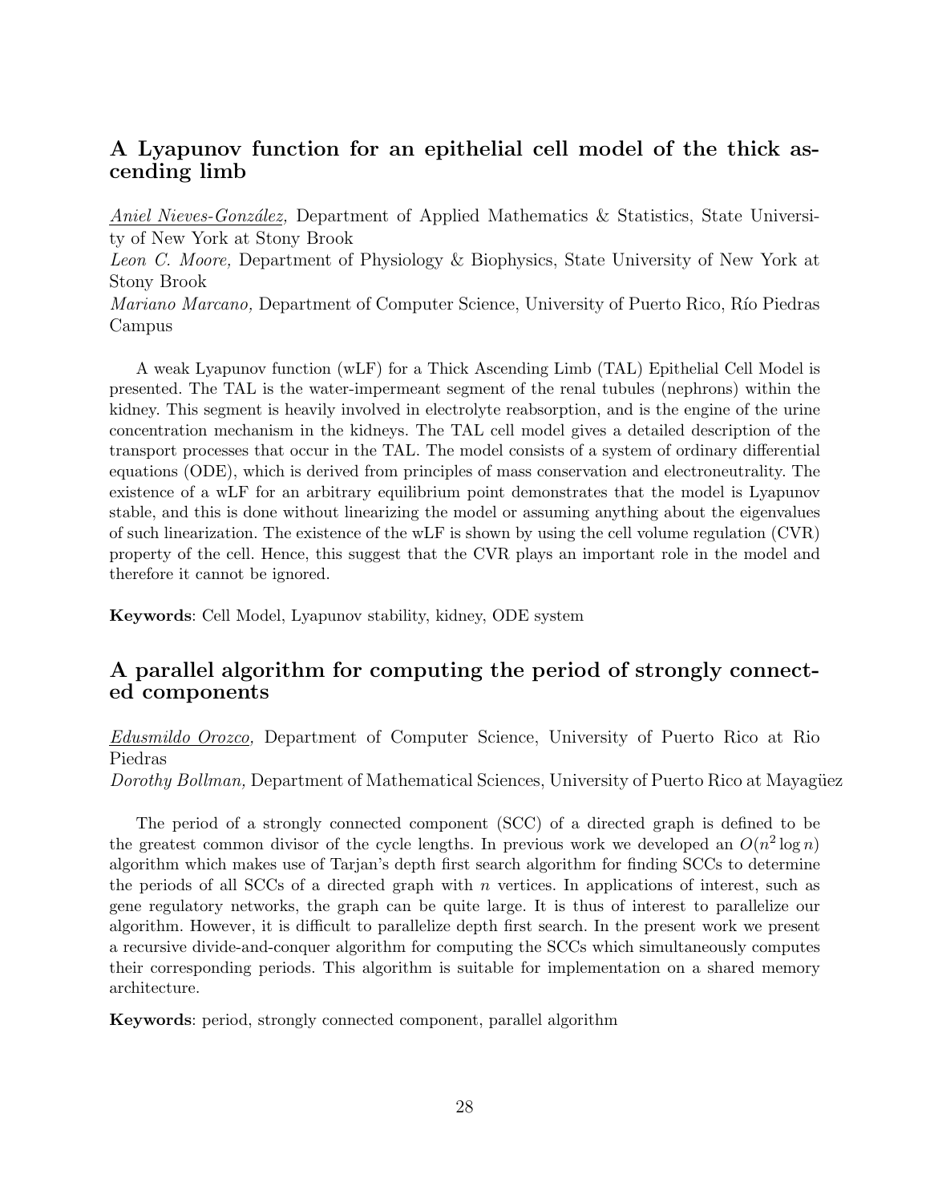## A Lyapunov function for an epithelial cell model of the thick ascending limb

*Aniel Nieves-González,* Department of Applied Mathematics & Statistics, State University of New York at Stony Brook
*Leon C. Moore,* Department of Physiology & Biophysics, State University of New York at Stony Brook
*Mariano Marcano,* Department of Computer Science, University of Puerto Rico, Río Piedras Campus

A weak Lyapunov function (wLF) for a Thick Ascending Limb (TAL) Epithelial Cell Model is presented. The TAL is the water-impermeant segment of the renal tubules (nephrons) within the kidney. This segment is heavily involved in electrolyte reabsorption, and is the engine of the urine concentration mechanism in the kidneys. The TAL cell model gives a detailed description of the transport processes that occur in the TAL. The model consists of a system of ordinary differential equations (ODE), which is derived from principles of mass conservation and electroneutrality. The existence of a wLF for an arbitrary equilibrium point demonstrates that the model is Lyapunov stable, and this is done without linearizing the model or assuming anything about the eigenvalues of such linearization. The existence of the wLF is shown by using the cell volume regulation (CVR) property of the cell. Hence, this suggest that the CVR plays an important role in the model and therefore it cannot be ignored.

**Keywords**: Cell Model, Lyapunov stability, kidney, ODE system

## A parallel algorithm for computing the period of strongly connected components

*Edusmildo Orozco,* Department of Computer Science, University of Puerto Rico at Rio Piedras
*Dorothy Bollman,* Department of Mathematical Sciences, University of Puerto Rico at Mayagüez

The period of a strongly connected component (SCC) of a directed graph is defined to be the greatest common divisor of the cycle lengths. In previous work we developed an $O(n^2 \log n)$ algorithm which makes use of Tarjan's depth first search algorithm for finding SCCs to determine the periods of all SCCs of a directed graph with $n$ vertices. In applications of interest, such as gene regulatory networks, the graph can be quite large. It is thus of interest to parallelize our algorithm. However, it is difficult to parallelize depth first search. In the present work we present a recursive divide-and-conquer algorithm for computing the SCCs which simultaneously computes their corresponding periods. This algorithm is suitable for implementation on a shared memory architecture.

**Keywords**: period, strongly connected component, parallel algorithm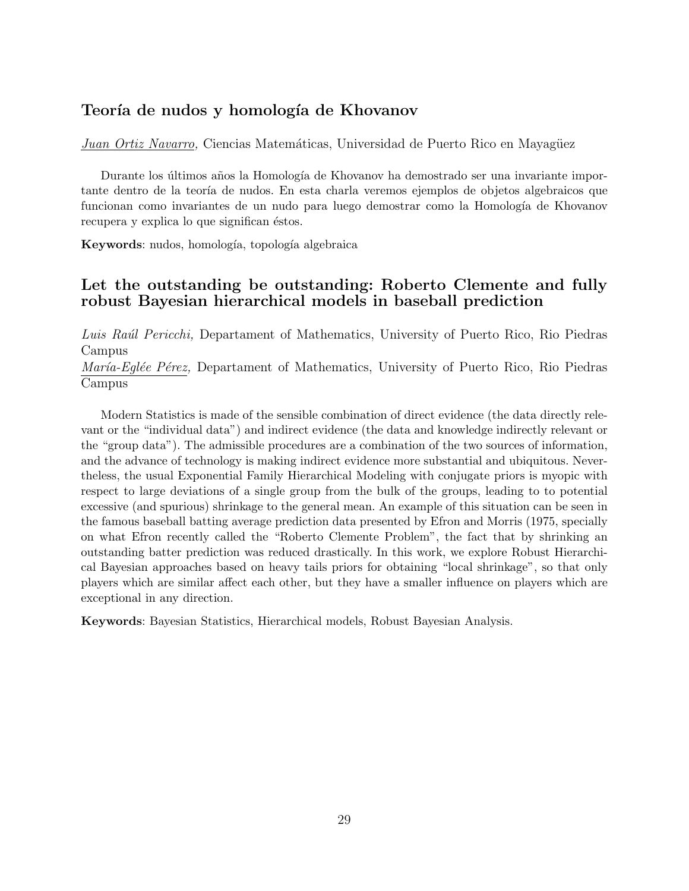## Teoría de nudos y homología de Khovanov

<u>*Juan Ortiz Navarro*</u>, Ciencias Matemáticas, Universidad de Puerto Rico en Mayagüez

Durante los últimos años la Homología de Khovanov ha demostrado ser una invariante importante dentro de la teoría de nudos. En esta charla veremos ejemplos de objetos algebraicos que funcionan como invariantes de un nudo para luego demostrar como la Homología de Khovanov recupera y explica lo que significan éstos.

**Keywords**: nudos, homología, topología algebraica

## Let the outstanding be outstanding: Roberto Clemente and fully robust Bayesian hierarchical models in baseball prediction

*Luis Raúl Pericchi,* Departament of Mathematics, University of Puerto Rico, Rio Piedras Campus
<u>*María-Eglée Pérez,*</u> Departament of Mathematics, University of Puerto Rico, Rio Piedras Campus

Modern Statistics is made of the sensible combination of direct evidence (the data directly relevant or the "individual data") and indirect evidence (the data and knowledge indirectly relevant or the "group data"). The admissible procedures are a combination of the two sources of information, and the advance of technology is making indirect evidence more substantial and ubiquitous. Nevertheless, the usual Exponential Family Hierarchical Modeling with conjugate priors is myopic with respect to large deviations of a single group from the bulk of the groups, leading to to potential excessive (and spurious) shrinkage to the general mean. An example of this situation can be seen in the famous baseball batting average prediction data presented by Efron and Morris (1975, specially on what Efron recently called the "Roberto Clemente Problem", the fact that by shrinking an outstanding batter prediction was reduced drastically. In this work, we explore Robust Hierarchical Bayesian approaches based on heavy tails priors for obtaining "local shrinkage", so that only players which are similar affect each other, but they have a smaller influence on players which are exceptional in any direction.

**Keywords**: Bayesian Statistics, Hierarchical models, Robust Bayesian Analysis.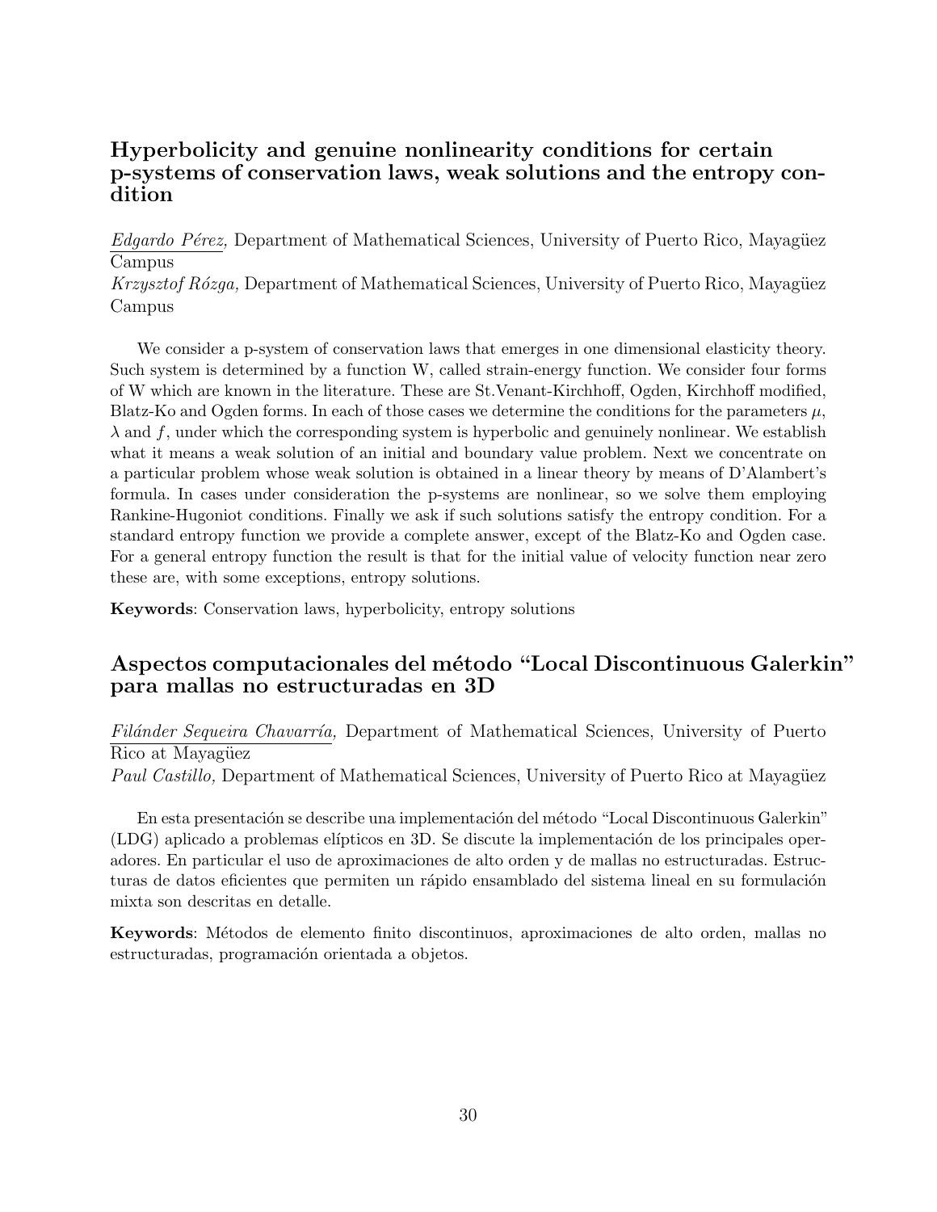## Hyperbolicity and genuine nonlinearity conditions for certain p-systems of conservation laws, weak solutions and the entropy condition

*Edgardo Pérez,* Department of Mathematical Sciences, University of Puerto Rico, Mayagüez Campus
*Krzysztof Rózga,* Department of Mathematical Sciences, University of Puerto Rico, Mayagüez Campus

We consider a p-system of conservation laws that emerges in one dimensional elasticity theory. Such system is determined by a function W, called strain-energy function. We consider four forms of W which are known in the literature. These are St.Venant-Kirchhoff, Ogden, Kirchhoff modified, Blatz-Ko and Ogden forms. In each of those cases we determine the conditions for the parameters $\mu$, $\lambda$ and $f$, under which the corresponding system is hyperbolic and genuinely nonlinear. We establish what it means a weak solution of an initial and boundary value problem. Next we concentrate on a particular problem whose weak solution is obtained in a linear theory by means of D'Alambert's formula. In cases under consideration the p-systems are nonlinear, so we solve them employing Rankine-Hugoniot conditions. Finally we ask if such solutions satisfy the entropy condition. For a standard entropy function we provide a complete answer, except of the Blatz-Ko and Ogden case. For a general entropy function the result is that for the initial value of velocity function near zero these are, with some exceptions, entropy solutions.

**Keywords**: Conservation laws, hyperbolicity, entropy solutions

## Aspectos computacionales del método "Local Discontinuous Galerkin" para mallas no estructuradas en 3D

*Filánder Sequeira Chavarría,* Department of Mathematical Sciences, University of Puerto Rico at Mayagüez
*Paul Castillo,* Department of Mathematical Sciences, University of Puerto Rico at Mayagüez

En esta presentación se describe una implementación del método "Local Discontinuous Galerkin" (LDG) aplicado a problemas elípticos en 3D. Se discute la implementación de los principales operadores. En particular el uso de aproximaciones de alto orden y de mallas no estructuradas. Estructuras de datos eficientes que permiten un rápido ensamblado del sistema lineal en su formulación mixta son descritas en detalle.

**Keywords**: Métodos de elemento finito discontinuos, aproximaciones de alto orden, mallas no estructuradas, programación orientada a objetos.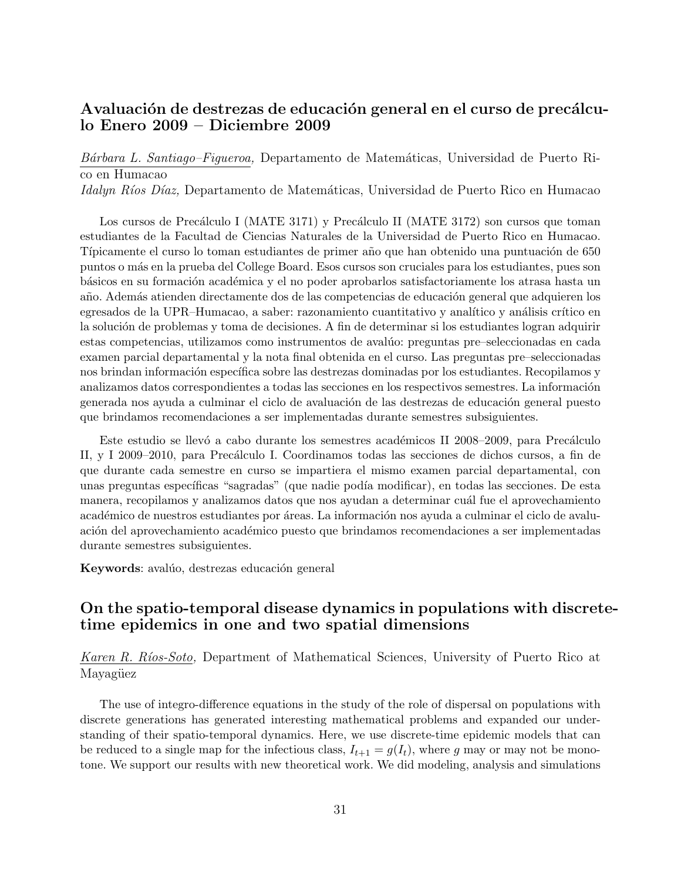## Avaluación de destrezas de educación general en el curso de precálculo Enero 2009 – Diciembre 2009

Bárbara L. Santiago–Figueroa, Departamento de Matemáticas, Universidad de Puerto Rico en Humacao
*Idalyn Ríos Díaz,* Departamento de Matemáticas, Universidad de Puerto Rico en Humacao

Los cursos de Precálculo I (MATE 3171) y Precálculo II (MATE 3172) son cursos que toman estudiantes de la Facultad de Ciencias Naturales de la Universidad de Puerto Rico en Humacao. Típicamente el curso lo toman estudiantes de primer año que han obtenido una puntuación de 650 puntos o más en la prueba del College Board. Esos cursos son cruciales para los estudiantes, pues son básicos en su formación académica y el no poder aprobarlos satisfactoriamente los atrasa hasta un año. Además atienden directamente dos de las competencias de educación general que adquieren los egresados de la UPR–Humacao, a saber: razonamiento cuantitativo y analítico y análisis crítico en la solución de problemas y toma de decisiones. A fin de determinar si los estudiantes logran adquirir estas competencias, utilizamos como instrumentos de avalúo: preguntas pre–seleccionadas en cada examen parcial departamental y la nota final obtenida en el curso. Las preguntas pre–seleccionadas nos brindan información específica sobre las destrezas dominadas por los estudiantes. Recopilamos y analizamos datos correspondientes a todas las secciones en los respectivos semestres. La información generada nos ayuda a culminar el ciclo de avaluación de las destrezas de educación general puesto que brindamos recomendaciones a ser implementadas durante semestres subsiguientes.

Este estudio se llevó a cabo durante los semestres académicos II 2008–2009, para Precálculo II, y I 2009–2010, para Precálculo I. Coordinamos todas las secciones de dichos cursos, a fin de que durante cada semestre en curso se impartiera el mismo examen parcial departamental, con unas preguntas específicas "sagradas" (que nadie podía modificar), en todas las secciones. De esta manera, recopilamos y analizamos datos que nos ayudan a determinar cuál fue el aprovechamiento académico de nuestros estudiantes por áreas. La información nos ayuda a culminar el ciclo de avaluación del aprovechamiento académico puesto que brindamos recomendaciones a ser implementadas durante semestres subsiguientes.

**Keywords**: avalúo, destrezas educación general

## On the spatio-temporal disease dynamics in populations with discrete-time epidemics in one and two spatial dimensions

Karen R. Ríos-Soto, Department of Mathematical Sciences, University of Puerto Rico at Mayagüez

The use of integro-difference equations in the study of the role of dispersal on populations with discrete generations has generated interesting mathematical problems and expanded our understanding of their spatio-temporal dynamics. Here, we use discrete-time epidemic models that can be reduced to a single map for the infectious class, $I_{t+1} = g(I_t)$, where $g$ may or may not be monotone. We support our results with new theoretical work. We did modeling, analysis and simulations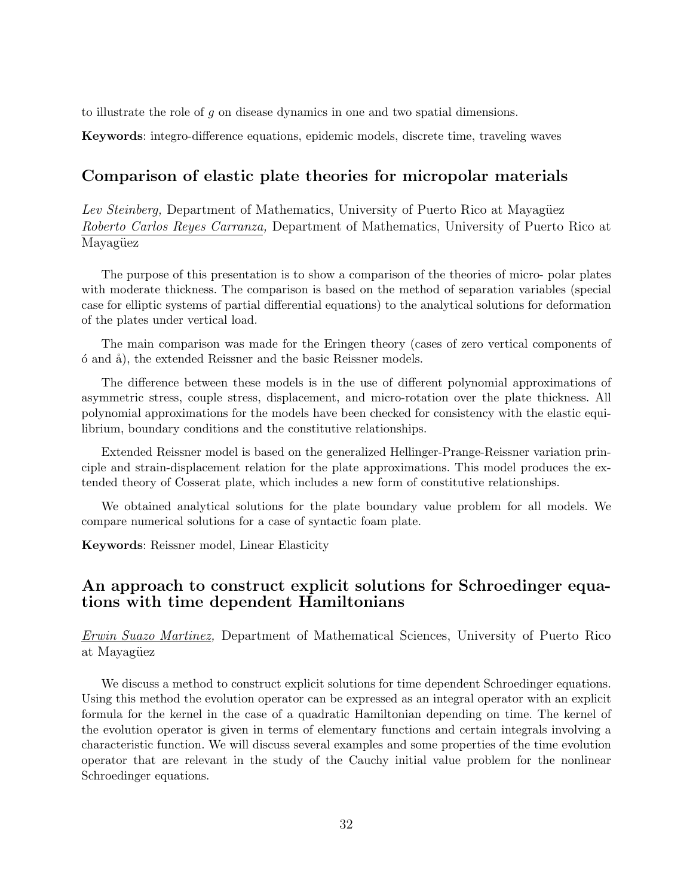to illustrate the role of $g$ on disease dynamics in one and two spatial dimensions.

**Keywords**: integro-difference equations, epidemic models, discrete time, traveling waves

## Comparison of elastic plate theories for micropolar materials

*Lev Steinberg,* Department of Mathematics, University of Puerto Rico at Mayagüez
*Roberto Carlos Reyes Carranza,* Department of Mathematics, University of Puerto Rico at Mayagüez

The purpose of this presentation is to show a comparison of the theories of micro- polar plates with moderate thickness. The comparison is based on the method of separation variables (special case for elliptic systems of partial differential equations) to the analytical solutions for deformation of the plates under vertical load.

The main comparison was made for the Eringen theory (cases of zero vertical components of ó and å), the extended Reissner and the basic Reissner models.

The difference between these models is in the use of different polynomial approximations of asymmetric stress, couple stress, displacement, and micro-rotation over the plate thickness. All polynomial approximations for the models have been checked for consistency with the elastic equilibrium, boundary conditions and the constitutive relationships.

Extended Reissner model is based on the generalized Hellinger-Prange-Reissner variation principle and strain-displacement relation for the plate approximations. This model produces the extended theory of Cosserat plate, which includes a new form of constitutive relationships.

We obtained analytical solutions for the plate boundary value problem for all models. We compare numerical solutions for a case of syntactic foam plate.

**Keywords**: Reissner model, Linear Elasticity

## An approach to construct explicit solutions for Schroedinger equations with time dependent Hamiltonians

*Erwin Suazo Martinez,* Department of Mathematical Sciences, University of Puerto Rico at Mayagüez

We discuss a method to construct explicit solutions for time dependent Schroedinger equations. Using this method the evolution operator can be expressed as an integral operator with an explicit formula for the kernel in the case of a quadratic Hamiltonian depending on time. The kernel of the evolution operator is given in terms of elementary functions and certain integrals involving a characteristic function. We will discuss several examples and some properties of the time evolution operator that are relevant in the study of the Cauchy initial value problem for the nonlinear Schroedinger equations.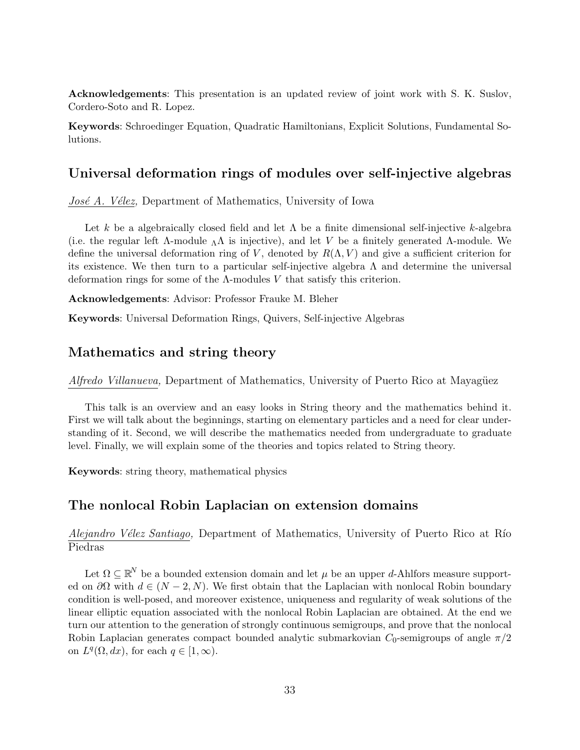**Acknowledgements**: This presentation is an updated review of joint work with S. K. Suslov, Cordero-Soto and R. Lopez.

**Keywords**: Schroedinger Equation, Quadratic Hamiltonians, Explicit Solutions, Fundamental Solutions.

## Universal deformation rings of modules over self-injective algebras

*José A. Vélez,* Department of Mathematics, University of Iowa

Let $k$ be a algebraically closed field and let $\Lambda$ be a finite dimensional self-injective $k$-algebra (i.e. the regular left $\Lambda$-module ${}_{\Lambda}\Lambda$ is injective), and let $V$ be a finitely generated $\Lambda$-module. We define the universal deformation ring of $V$, denoted by $R(\Lambda, V)$ and give a sufficient criterion for its existence. We then turn to a particular self-injective algebra $\Lambda$ and determine the universal deformation rings for some of the $\Lambda$-modules $V$ that satisfy this criterion.

**Acknowledgements**: Advisor: Professor Frauke M. Bleher

**Keywords**: Universal Deformation Rings, Quivers, Self-injective Algebras

## Mathematics and string theory

*Alfredo Villanueva,* Department of Mathematics, University of Puerto Rico at Mayagüez

This talk is an overview and an easy looks in String theory and the mathematics behind it. First we will talk about the beginnings, starting on elementary particles and a need for clear understanding of it. Second, we will describe the mathematics needed from undergraduate to graduate level. Finally, we will explain some of the theories and topics related to String theory.

**Keywords**: string theory, mathematical physics

## The nonlocal Robin Laplacian on extension domains

*Alejandro Vélez Santiago,* Department of Mathematics, University of Puerto Rico at Río Piedras

Let $\Omega \subseteq \mathbb{R}^N$ be a bounded extension domain and let $\mu$ be an upper $d$-Ahlfors measure supported on $\partial\Omega$ with $d \in (N-2, N)$. We first obtain that the Laplacian with nonlocal Robin boundary condition is well-posed, and moreover existence, uniqueness and regularity of weak solutions of the linear elliptic equation associated with the nonlocal Robin Laplacian are obtained. At the end we turn our attention to the generation of strongly continuous semigroups, and prove that the nonlocal Robin Laplacian generates compact bounded analytic submarkovian $C_0$-semigroups of angle $\pi/2$ on $L^q(\Omega, dx)$, for each $q \in [1, \infty)$.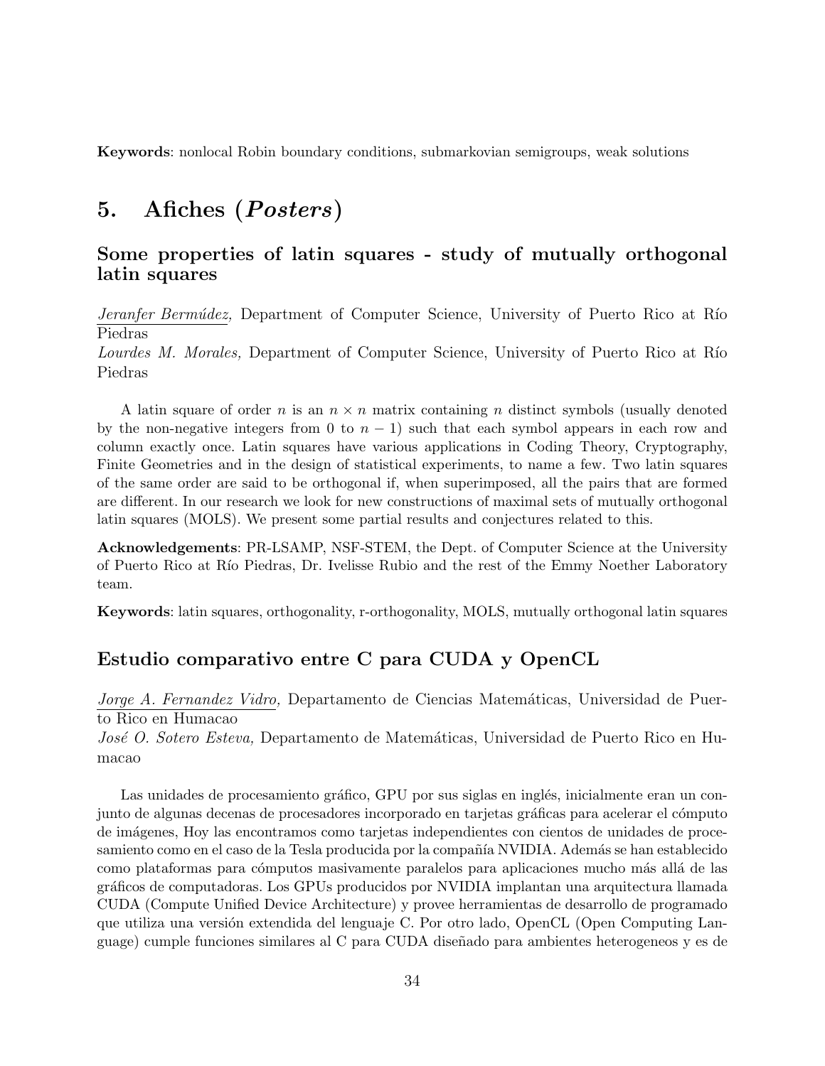**Keywords**: nonlocal Robin boundary conditions, submarkovian semigroups, weak solutions

# 5. Afiches (*Posters*)

## Some properties of latin squares - study of mutually orthogonal latin squares

*Jeranfer Bermúdez,* Department of Computer Science, University of Puerto Rico at Río Piedras

*Lourdes M. Morales,* Department of Computer Science, University of Puerto Rico at Río Piedras

A latin square of order $n$ is an $n \times n$ matrix containing $n$ distinct symbols (usually denoted by the non-negative integers from 0 to $n-1$) such that each symbol appears in each row and column exactly once. Latin squares have various applications in Coding Theory, Cryptography, Finite Geometries and in the design of statistical experiments, to name a few. Two latin squares of the same order are said to be orthogonal if, when superimposed, all the pairs that are formed are different. In our research we look for new constructions of maximal sets of mutually orthogonal latin squares (MOLS). We present some partial results and conjectures related to this.

**Acknowledgements**: PR-LSAMP, NSF-STEM, the Dept. of Computer Science at the University of Puerto Rico at Río Piedras, Dr. Ivelisse Rubio and the rest of the Emmy Noether Laboratory team.

**Keywords**: latin squares, orthogonality, r-orthogonality, MOLS, mutually orthogonal latin squares

## Estudio comparativo entre C para CUDA y OpenCL

*Jorge A. Fernandez Vidro,* Departamento de Ciencias Matemáticas, Universidad de Puerto Rico en Humacao

*José O. Sotero Esteva,* Departamento de Matemáticas, Universidad de Puerto Rico en Humacao

Las unidades de procesamiento gráfico, GPU por sus siglas en inglés, inicialmente eran un conjunto de algunas decenas de procesadores incorporado en tarjetas gráficas para acelerar el cómputo de imágenes, Hoy las encontramos como tarjetas independientes con cientos de unidades de procesamiento como en el caso de la Tesla producida por la compañía NVIDIA. Además se han establecido como plataformas para cómputos masivamente paralelos para aplicaciones mucho más allá de las gráficos de computadoras. Los GPUs producidos por NVIDIA implantan una arquitectura llamada CUDA (Compute Unified Device Architecture) y provee herramientas de desarrollo de programado que utiliza una versión extendida del lenguaje C. Por otro lado, OpenCL (Open Computing Language) cumple funciones similares al C para CUDA diseñado para ambientes heterogeneos y es de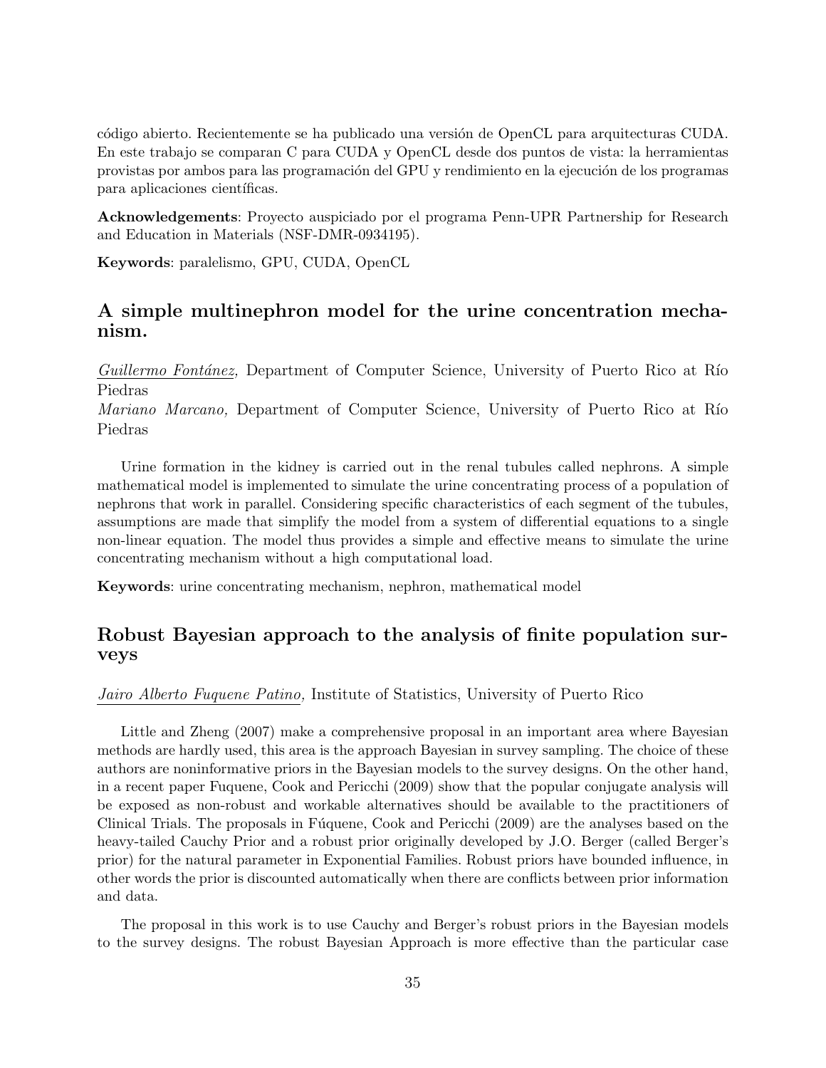código abierto. Recientemente se ha publicado una versión de OpenCL para arquitecturas CUDA. En este trabajo se comparan C para CUDA y OpenCL desde dos puntos de vista: la herramientas provistas por ambos para las programación del GPU y rendimiento en la ejecución de los programas para aplicaciones científicas.

**Acknowledgements**: Proyecto auspiciado por el programa Penn-UPR Partnership for Research and Education in Materials (NSF-DMR-0934195).

**Keywords**: paralelismo, GPU, CUDA, OpenCL

## A simple multinephron model for the urine concentration mechanism.

*Guillermo Fontánez,* Department of Computer Science, University of Puerto Rico at Río Piedras
*Mariano Marcano,* Department of Computer Science, University of Puerto Rico at Río Piedras

Urine formation in the kidney is carried out in the renal tubules called nephrons. A simple mathematical model is implemented to simulate the urine concentrating process of a population of nephrons that work in parallel. Considering specific characteristics of each segment of the tubules, assumptions are made that simplify the model from a system of differential equations to a single non-linear equation. The model thus provides a simple and effective means to simulate the urine concentrating mechanism without a high computational load.

**Keywords**: urine concentrating mechanism, nephron, mathematical model

## Robust Bayesian approach to the analysis of finite population surveys

*Jairo Alberto Fuquene Patino,* Institute of Statistics, University of Puerto Rico

Little and Zheng (2007) make a comprehensive proposal in an important area where Bayesian methods are hardly used, this area is the approach Bayesian in survey sampling. The choice of these authors are noninformative priors in the Bayesian models to the survey designs. On the other hand, in a recent paper Fuquene, Cook and Pericchi (2009) show that the popular conjugate analysis will be exposed as non-robust and workable alternatives should be available to the practitioners of Clinical Trials. The proposals in Fúquene, Cook and Pericchi (2009) are the analyses based on the heavy-tailed Cauchy Prior and a robust prior originally developed by J.O. Berger (called Berger's prior) for the natural parameter in Exponential Families. Robust priors have bounded influence, in other words the prior is discounted automatically when there are conflicts between prior information and data.

The proposal in this work is to use Cauchy and Berger's robust priors in the Bayesian models to the survey designs. The robust Bayesian Approach is more effective than the particular case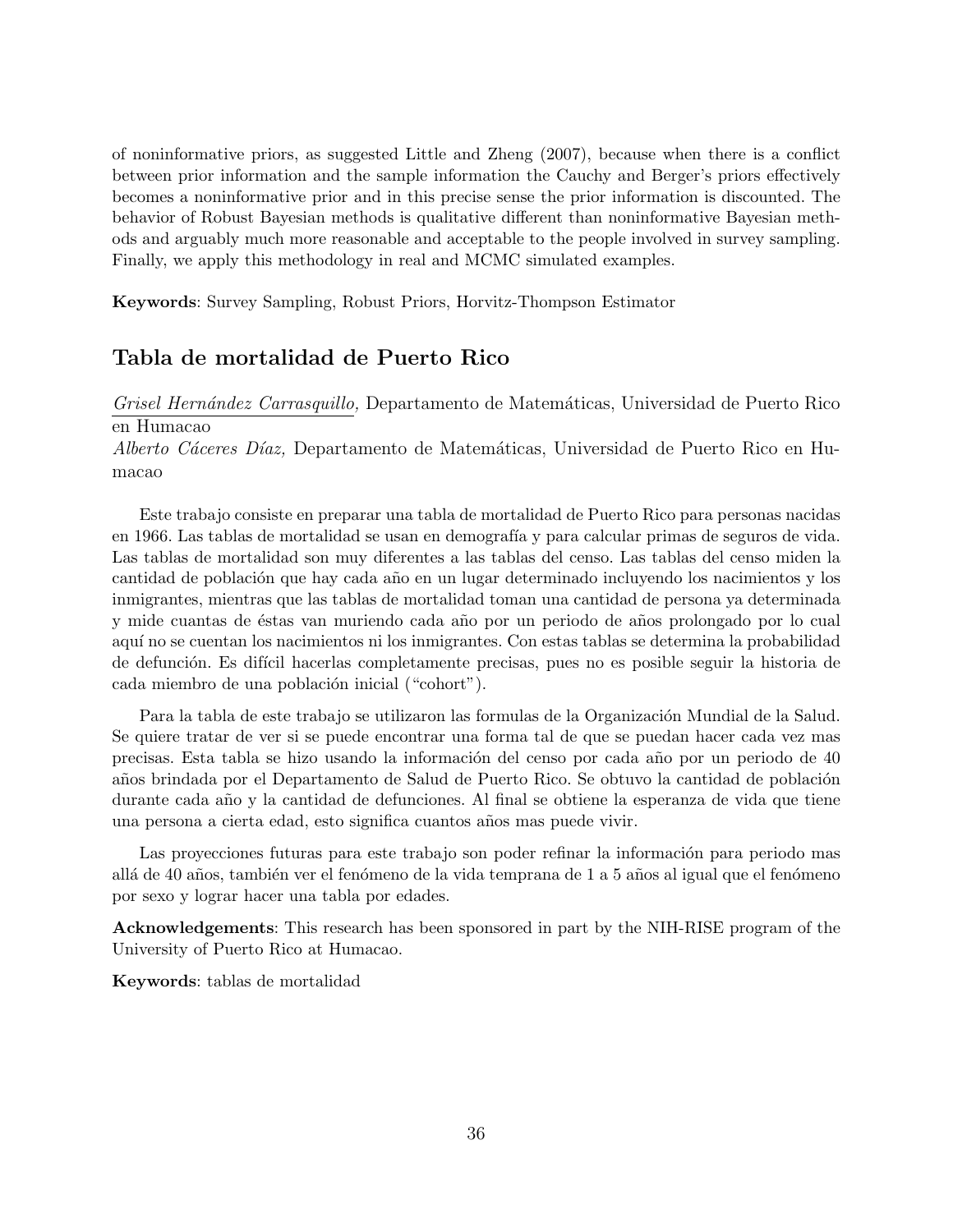of noninformative priors, as suggested Little and Zheng (2007), because when there is a conflict between prior information and the sample information the Cauchy and Berger's priors effectively becomes a noninformative prior and in this precise sense the prior information is discounted. The behavior of Robust Bayesian methods is qualitative different than noninformative Bayesian methods and arguably much more reasonable and acceptable to the people involved in survey sampling. Finally, we apply this methodology in real and MCMC simulated examples.

**Keywords**: Survey Sampling, Robust Priors, Horvitz-Thompson Estimator

## Tabla de mortalidad de Puerto Rico

*Grisel Hernández Carrasquillo,* Departamento de Matemáticas, Universidad de Puerto Rico en Humacao
*Alberto Cáceres Díaz,* Departamento de Matemáticas, Universidad de Puerto Rico en Humacao

Este trabajo consiste en preparar una tabla de mortalidad de Puerto Rico para personas nacidas en 1966. Las tablas de mortalidad se usan en demografía y para calcular primas de seguros de vida. Las tablas de mortalidad son muy diferentes a las tablas del censo. Las tablas del censo miden la cantidad de población que hay cada año en un lugar determinado incluyendo los nacimientos y los inmigrantes, mientras que las tablas de mortalidad toman una cantidad de persona ya determinada y mide cuantas de éstas van muriendo cada año por un periodo de años prolongado por lo cual aquí no se cuentan los nacimientos ni los inmigrantes. Con estas tablas se determina la probabilidad de defunción. Es difícil hacerlas completamente precisas, pues no es posible seguir la historia de cada miembro de una población inicial ("cohort").

Para la tabla de este trabajo se utilizaron las formulas de la Organización Mundial de la Salud. Se quiere tratar de ver si se puede encontrar una forma tal de que se puedan hacer cada vez mas precisas. Esta tabla se hizo usando la información del censo por cada año por un periodo de 40 años brindada por el Departamento de Salud de Puerto Rico. Se obtuvo la cantidad de población durante cada año y la cantidad de defunciones. Al final se obtiene la esperanza de vida que tiene una persona a cierta edad, esto significa cuantos años mas puede vivir.

Las proyecciones futuras para este trabajo son poder refinar la información para periodo mas allá de 40 años, también ver el fenómeno de la vida temprana de 1 a 5 años al igual que el fenómeno por sexo y lograr hacer una tabla por edades.

**Acknowledgements**: This research has been sponsored in part by the NIH-RISE program of the University of Puerto Rico at Humacao.

**Keywords**: tablas de mortalidad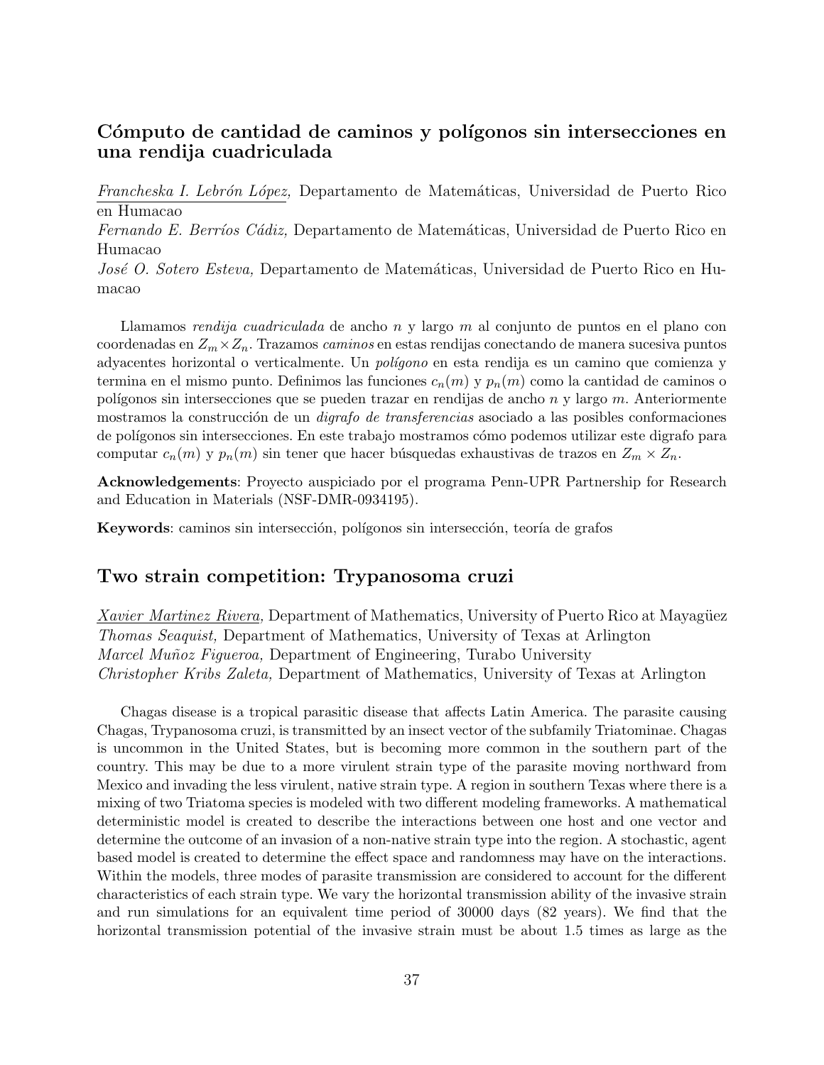## Cómputo de cantidad de caminos y polígonos sin intersecciones en una rendija cuadriculada

*Francheska I. Lebrón López,* Departamento de Matemáticas, Universidad de Puerto Rico en Humacao
*Fernando E. Berríos Cádiz,* Departamento de Matemáticas, Universidad de Puerto Rico en Humacao
*José O. Sotero Esteva,* Departamento de Matemáticas, Universidad de Puerto Rico en Humacao

Llamamos *rendija cuadriculada* de ancho $n$ y largo $m$ al conjunto de puntos en el plano con coordenadas en $Z_m \times Z_n$. Trazamos *caminos* en estas rendijas conectando de manera sucesiva puntos adyacentes horizontal o verticalmente. Un *polígono* en esta rendija es un camino que comienza y termina en el mismo punto. Definimos las funciones $c_n(m)$ y $p_n(m)$ como la cantidad de caminos o polígonos sin intersecciones que se pueden trazar en rendijas de ancho $n$ y largo $m$. Anteriormente mostramos la construcción de un *digrafo de transferencias* asociado a las posibles conformaciones de polígonos sin intersecciones. En este trabajo mostramos cómo podemos utilizar este digrafo para computar $c_n(m)$ y $p_n(m)$ sin tener que hacer búsquedas exhaustivas de trazos en $Z_m \times Z_n$.

**Acknowledgements**: Proyecto auspiciado por el programa Penn-UPR Partnership for Research and Education in Materials (NSF-DMR-0934195).

**Keywords**: caminos sin intersección, polígonos sin intersección, teoría de grafos

## Two strain competition: Trypanosoma cruzi

*Xavier Martinez Rivera,* Department of Mathematics, University of Puerto Rico at Mayagüez
*Thomas Seaquist,* Department of Mathematics, University of Texas at Arlington
*Marcel Muñoz Figueroa,* Department of Engineering, Turabo University
*Christopher Kribs Zaleta,* Department of Mathematics, University of Texas at Arlington

Chagas disease is a tropical parasitic disease that affects Latin America. The parasite causing Chagas, Trypanosoma cruzi, is transmitted by an insect vector of the subfamily Triatominae. Chagas is uncommon in the United States, but is becoming more common in the southern part of the country. This may be due to a more virulent strain type of the parasite moving northward from Mexico and invading the less virulent, native strain type. A region in southern Texas where there is a mixing of two Triatoma species is modeled with two different modeling frameworks. A mathematical deterministic model is created to describe the interactions between one host and one vector and determine the outcome of an invasion of a non-native strain type into the region. A stochastic, agent based model is created to determine the effect space and randomness may have on the interactions. Within the models, three modes of parasite transmission are considered to account for the different characteristics of each strain type. We vary the horizontal transmission ability of the invasive strain and run simulations for an equivalent time period of 30000 days (82 years). We find that the horizontal transmission potential of the invasive strain must be about 1.5 times as large as the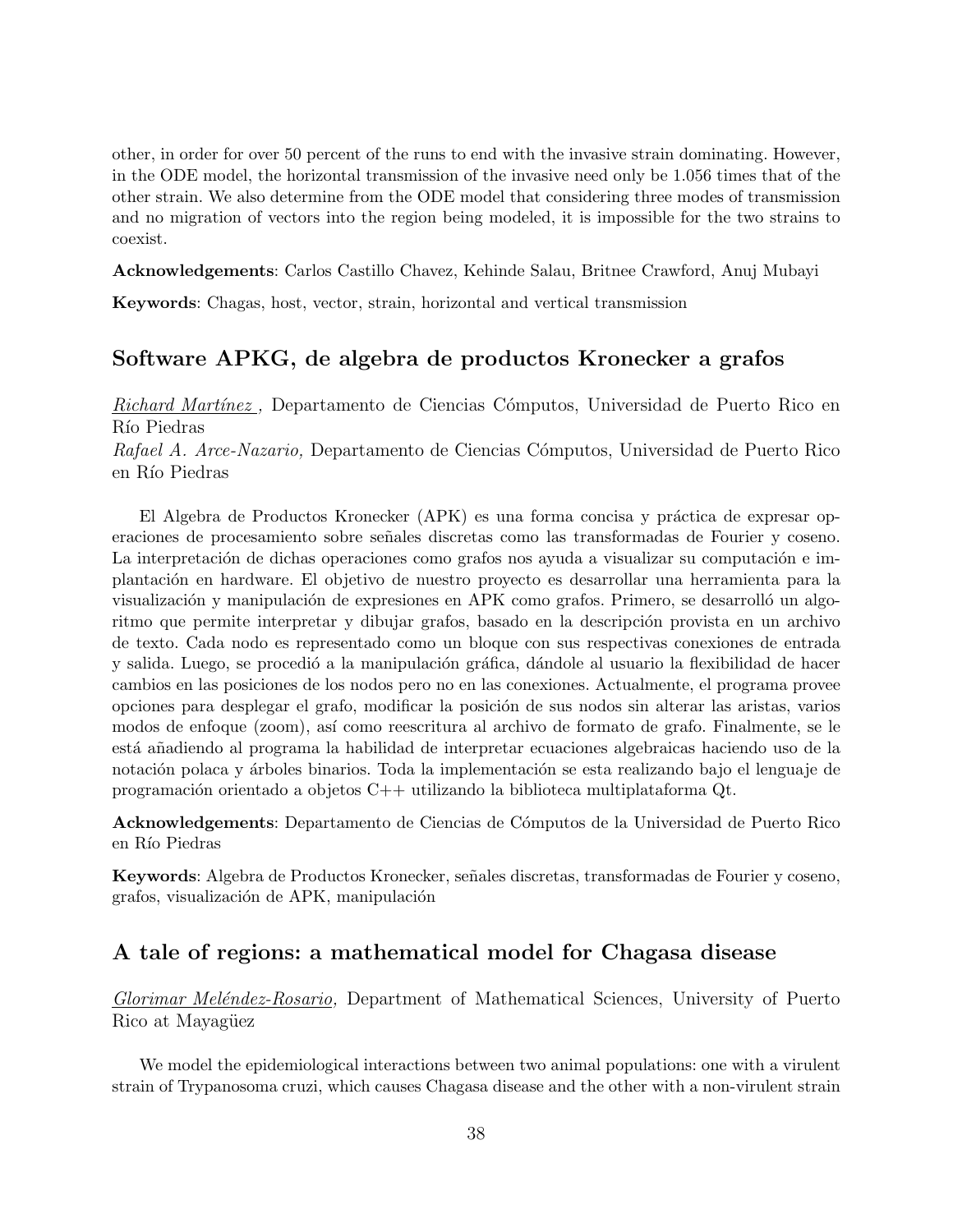other, in order for over 50 percent of the runs to end with the invasive strain dominating. However, in the ODE model, the horizontal transmission of the invasive need only be 1.056 times that of the other strain. We also determine from the ODE model that considering three modes of transmission and no migration of vectors into the region being modeled, it is impossible for the two strains to coexist.

**Acknowledgements**: Carlos Castillo Chavez, Kehinde Salau, Britnee Crawford, Anuj Mubayi

**Keywords**: Chagas, host, vector, strain, horizontal and vertical transmission

## Software APKG, de algebra de productos Kronecker a grafos

*Richard Martínez ,* Departamento de Ciencias Cómputos, Universidad de Puerto Rico en Río Piedras
*Rafael A. Arce-Nazario,* Departamento de Ciencias Cómputos, Universidad de Puerto Rico en Río Piedras

El Algebra de Productos Kronecker (APK) es una forma concisa y práctica de expresar operaciones de procesamiento sobre señales discretas como las transformadas de Fourier y coseno. La interpretación de dichas operaciones como grafos nos ayuda a visualizar su computación e implantación en hardware. El objetivo de nuestro proyecto es desarrollar una herramienta para la visualización y manipulación de expresiones en APK como grafos. Primero, se desarrolló un algoritmo que permite interpretar y dibujar grafos, basado en la descripción provista en un archivo de texto. Cada nodo es representado como un bloque con sus respectivas conexiones de entrada y salida. Luego, se procedió a la manipulación gráfica, dándole al usuario la flexibilidad de hacer cambios en las posiciones de los nodos pero no en las conexiones. Actualmente, el programa provee opciones para desplegar el grafo, modificar la posición de sus nodos sin alterar las aristas, varios modos de enfoque (zoom), así como reescritura al archivo de formato de grafo. Finalmente, se le está añadiendo al programa la habilidad de interpretar ecuaciones algebraicas haciendo uso de la notación polaca y árboles binarios. Toda la implementación se esta realizando bajo el lenguaje de programación orientado a objetos C++ utilizando la biblioteca multiplataforma Qt.

**Acknowledgements**: Departamento de Ciencias de Cómputos de la Universidad de Puerto Rico en Río Piedras

**Keywords**: Algebra de Productos Kronecker, señales discretas, transformadas de Fourier y coseno, grafos, visualización de APK, manipulación

## A tale of regions: a mathematical model for Chagasa disease

*Glorimar Meléndez-Rosario,* Department of Mathematical Sciences, University of Puerto Rico at Mayagüez

We model the epidemiological interactions between two animal populations: one with a virulent strain of Trypanosoma cruzi, which causes Chagasa disease and the other with a non-virulent strain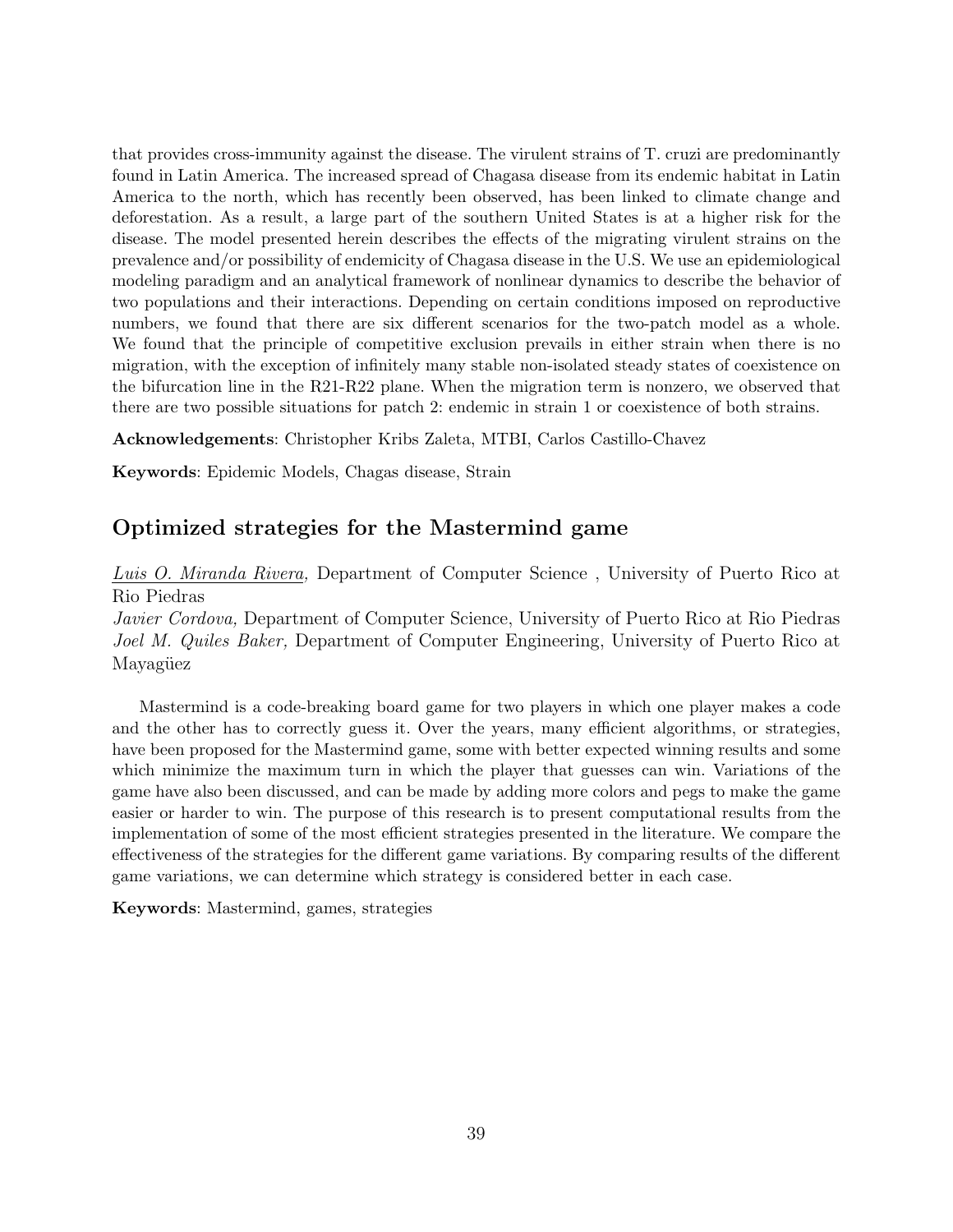that provides cross-immunity against the disease. The virulent strains of T. cruzi are predominantly found in Latin America. The increased spread of Chagasa disease from its endemic habitat in Latin America to the north, which has recently been observed, has been linked to climate change and deforestation. As a result, a large part of the southern United States is at a higher risk for the disease. The model presented herein describes the effects of the migrating virulent strains on the prevalence and/or possibility of endemicity of Chagasa disease in the U.S. We use an epidemiological modeling paradigm and an analytical framework of nonlinear dynamics to describe the behavior of two populations and their interactions. Depending on certain conditions imposed on reproductive numbers, we found that there are six different scenarios for the two-patch model as a whole. We found that the principle of competitive exclusion prevails in either strain when there is no migration, with the exception of infinitely many stable non-isolated steady states of coexistence on the bifurcation line in the R21-R22 plane. When the migration term is nonzero, we observed that there are two possible situations for patch 2: endemic in strain 1 or coexistence of both strains.

**Acknowledgements**: Christopher Kribs Zaleta, MTBI, Carlos Castillo-Chavez

**Keywords**: Epidemic Models, Chagas disease, Strain

## Optimized strategies for the Mastermind game

*Luis O. Miranda Rivera,* Department of Computer Science , University of Puerto Rico at Rio Piedras
*Javier Cordova,* Department of Computer Science, University of Puerto Rico at Rio Piedras
*Joel M. Quiles Baker,* Department of Computer Engineering, University of Puerto Rico at Mayagüez

Mastermind is a code-breaking board game for two players in which one player makes a code and the other has to correctly guess it. Over the years, many efficient algorithms, or strategies, have been proposed for the Mastermind game, some with better expected winning results and some which minimize the maximum turn in which the player that guesses can win. Variations of the game have also been discussed, and can be made by adding more colors and pegs to make the game easier or harder to win. The purpose of this research is to present computational results from the implementation of some of the most efficient strategies presented in the literature. We compare the effectiveness of the strategies for the different game variations. By comparing results of the different game variations, we can determine which strategy is considered better in each case.

**Keywords**: Mastermind, games, strategies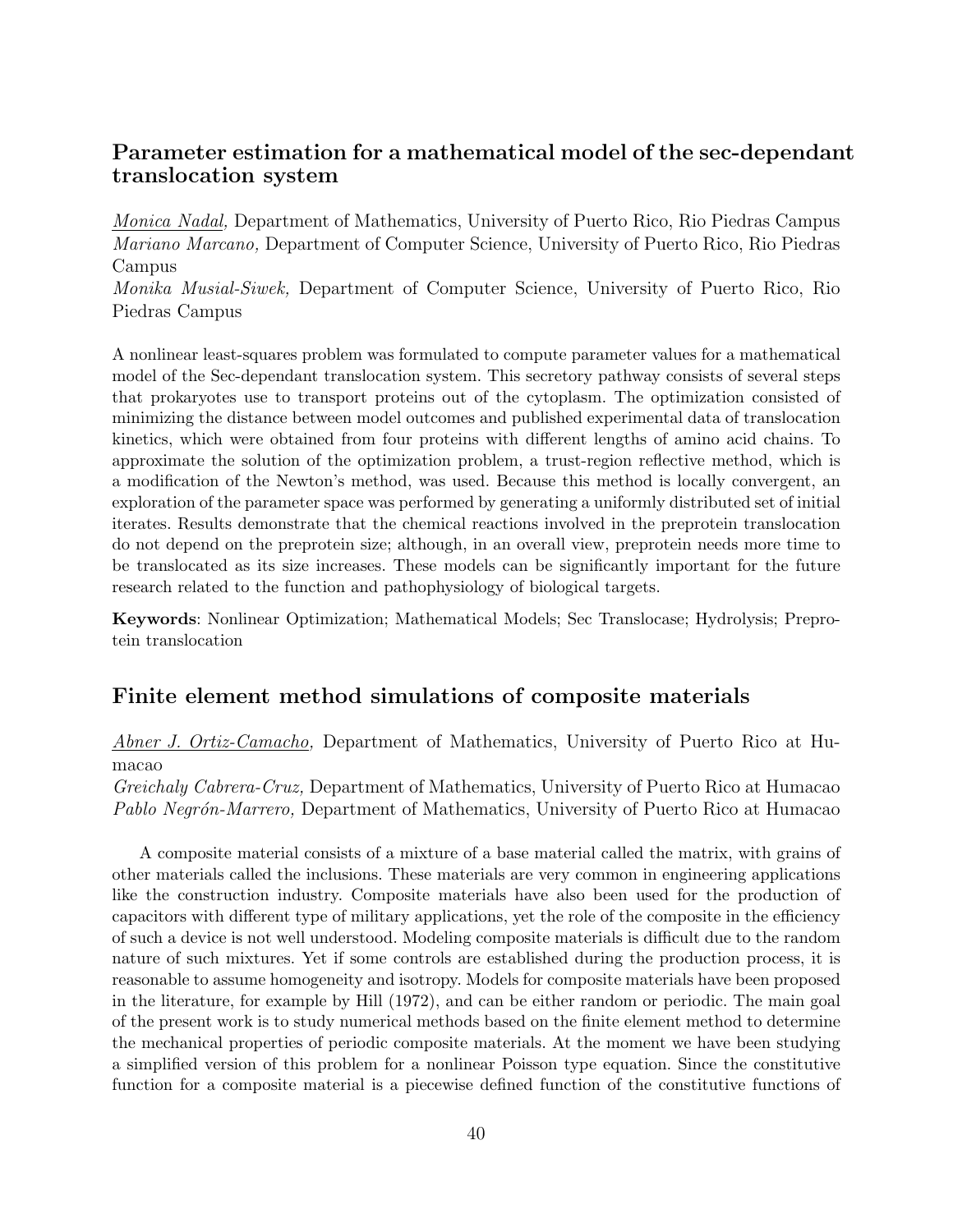## Parameter estimation for a mathematical model of the sec-dependant translocation system

_Monica Nadal_, Department of Mathematics, University of Puerto Rico, Rio Piedras Campus
*Mariano Marcano,* Department of Computer Science, University of Puerto Rico, Rio Piedras Campus
*Monika Musial-Siwek,* Department of Computer Science, University of Puerto Rico, Rio Piedras Campus

A nonlinear least-squares problem was formulated to compute parameter values for a mathematical model of the Sec-dependant translocation system. This secretory pathway consists of several steps that prokaryotes use to transport proteins out of the cytoplasm. The optimization consisted of minimizing the distance between model outcomes and published experimental data of translocation kinetics, which were obtained from four proteins with different lengths of amino acid chains. To approximate the solution of the optimization problem, a trust-region reflective method, which is a modification of the Newton's method, was used. Because this method is locally convergent, an exploration of the parameter space was performed by generating a uniformly distributed set of initial iterates. Results demonstrate that the chemical reactions involved in the preprotein translocation do not depend on the preprotein size; although, in an overall view, preprotein needs more time to be translocated as its size increases. These models can be significantly important for the future research related to the function and pathophysiology of biological targets.

**Keywords**: Nonlinear Optimization; Mathematical Models; Sec Translocase; Hydrolysis; Preprotein translocation

## Finite element method simulations of composite materials

_Abner J. Ortiz-Camacho_, Department of Mathematics, University of Puerto Rico at Humacao
*Greichaly Cabrera-Cruz,* Department of Mathematics, University of Puerto Rico at Humacao
*Pablo Negrón-Marrero,* Department of Mathematics, University of Puerto Rico at Humacao

A composite material consists of a mixture of a base material called the matrix, with grains of other materials called the inclusions. These materials are very common in engineering applications like the construction industry. Composite materials have also been used for the production of capacitors with different type of military applications, yet the role of the composite in the efficiency of such a device is not well understood. Modeling composite materials is difficult due to the random nature of such mixtures. Yet if some controls are established during the production process, it is reasonable to assume homogeneity and isotropy. Models for composite materials have been proposed in the literature, for example by Hill (1972), and can be either random or periodic. The main goal of the present work is to study numerical methods based on the finite element method to determine the mechanical properties of periodic composite materials. At the moment we have been studying a simplified version of this problem for a nonlinear Poisson type equation. Since the constitutive function for a composite material is a piecewise defined function of the constitutive functions of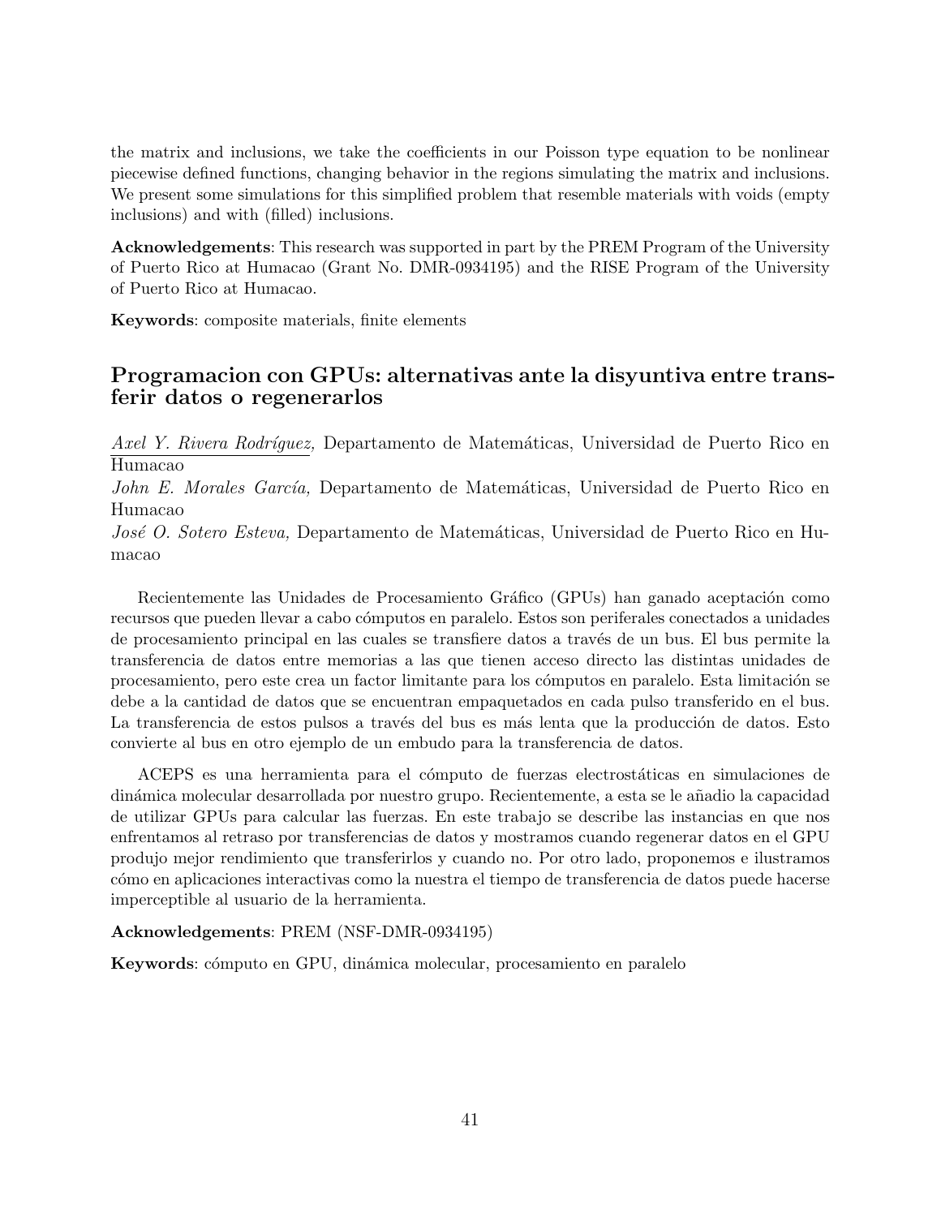the matrix and inclusions, we take the coefficients in our Poisson type equation to be nonlinear piecewise defined functions, changing behavior in the regions simulating the matrix and inclusions. We present some simulations for this simplified problem that resemble materials with voids (empty inclusions) and with (filled) inclusions.

**Acknowledgements**: This research was supported in part by the PREM Program of the University of Puerto Rico at Humacao (Grant No. DMR-0934195) and the RISE Program of the University of Puerto Rico at Humacao.

**Keywords**: composite materials, finite elements

## Programacion con GPUs: alternativas ante la disyuntiva entre transferir datos o regenerarlos

*Axel Y. Rivera Rodríguez,* Departamento de Matemáticas, Universidad de Puerto Rico en Humacao
*John E. Morales García,* Departamento de Matemáticas, Universidad de Puerto Rico en Humacao
*José O. Sotero Esteva,* Departamento de Matemáticas, Universidad de Puerto Rico en Humacao

Recientemente las Unidades de Procesamiento Gráfico (GPUs) han ganado aceptación como recursos que pueden llevar a cabo cómputos en paralelo. Estos son periferales conectados a unidades de procesamiento principal en las cuales se transfiere datos a través de un bus. El bus permite la transferencia de datos entre memorias a las que tienen acceso directo las distintas unidades de procesamiento, pero este crea un factor limitante para los cómputos en paralelo. Esta limitación se debe a la cantidad de datos que se encuentran empaquetados en cada pulso transferido en el bus. La transferencia de estos pulsos a través del bus es más lenta que la producción de datos. Esto convierte al bus en otro ejemplo de un embudo para la transferencia de datos.

ACEPS es una herramienta para el cómputo de fuerzas electrostáticas en simulaciones de dinámica molecular desarrollada por nuestro grupo. Recientemente, a esta se le añadio la capacidad de utilizar GPUs para calcular las fuerzas. En este trabajo se describe las instancias en que nos enfrentamos al retraso por transferencias de datos y mostramos cuando regenerar datos en el GPU produjo mejor rendimiento que transferirlos y cuando no. Por otro lado, proponemos e ilustramos cómo en aplicaciones interactivas como la nuestra el tiempo de transferencia de datos puede hacerse imperceptible al usuario de la herramienta.

**Acknowledgements**: PREM (NSF-DMR-0934195)

**Keywords**: cómputo en GPU, dinámica molecular, procesamiento en paralelo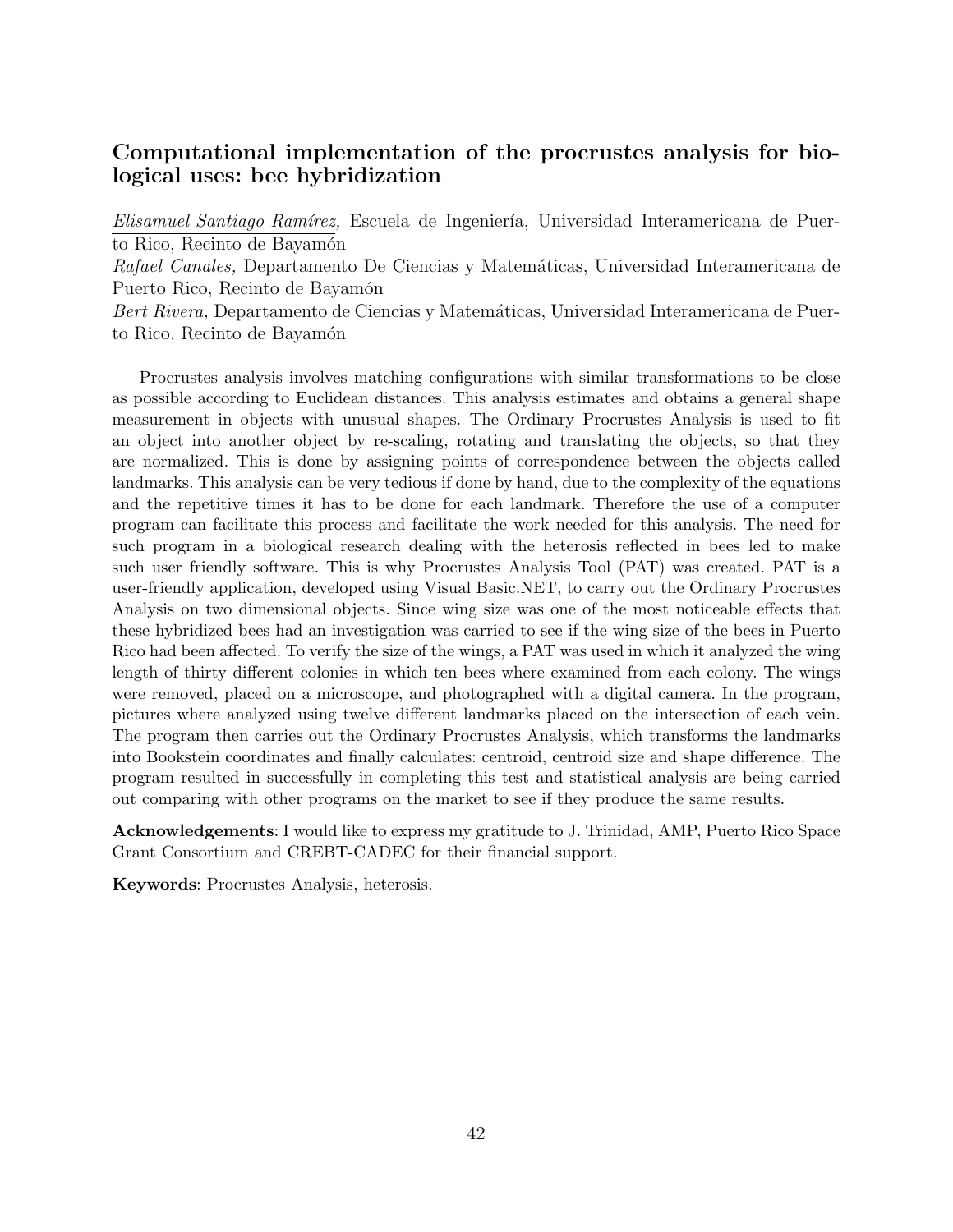## Computational implementation of the procrustes analysis for biological uses: bee hybridization

*Elisamuel Santiago Ramírez,* Escuela de Ingeniería, Universidad Interamericana de Puerto Rico, Recinto de Bayamón
*Rafael Canales,* Departamento De Ciencias y Matemáticas, Universidad Interamericana de Puerto Rico, Recinto de Bayamón
*Bert Rivera,* Departamento de Ciencias y Matemáticas, Universidad Interamericana de Puerto Rico, Recinto de Bayamón

Procrustes analysis involves matching configurations with similar transformations to be close as possible according to Euclidean distances. This analysis estimates and obtains a general shape measurement in objects with unusual shapes. The Ordinary Procrustes Analysis is used to fit an object into another object by re-scaling, rotating and translating the objects, so that they are normalized. This is done by assigning points of correspondence between the objects called landmarks. This analysis can be very tedious if done by hand, due to the complexity of the equations and the repetitive times it has to be done for each landmark. Therefore the use of a computer program can facilitate this process and facilitate the work needed for this analysis. The need for such program in a biological research dealing with the heterosis reflected in bees led to make such user friendly software. This is why Procrustes Analysis Tool (PAT) was created. PAT is a user-friendly application, developed using Visual Basic.NET, to carry out the Ordinary Procrustes Analysis on two dimensional objects. Since wing size was one of the most noticeable effects that these hybridized bees had an investigation was carried to see if the wing size of the bees in Puerto Rico had been affected. To verify the size of the wings, a PAT was used in which it analyzed the wing length of thirty different colonies in which ten bees where examined from each colony. The wings were removed, placed on a microscope, and photographed with a digital camera. In the program, pictures where analyzed using twelve different landmarks placed on the intersection of each vein. The program then carries out the Ordinary Procrustes Analysis, which transforms the landmarks into Bookstein coordinates and finally calculates: centroid, centroid size and shape difference. The program resulted in successfully in completing this test and statistical analysis are being carried out comparing with other programs on the market to see if they produce the same results.

**Acknowledgements**: I would like to express my gratitude to J. Trinidad, AMP, Puerto Rico Space Grant Consortium and CREBT-CADEC for their financial support.

**Keywords**: Procrustes Analysis, heterosis.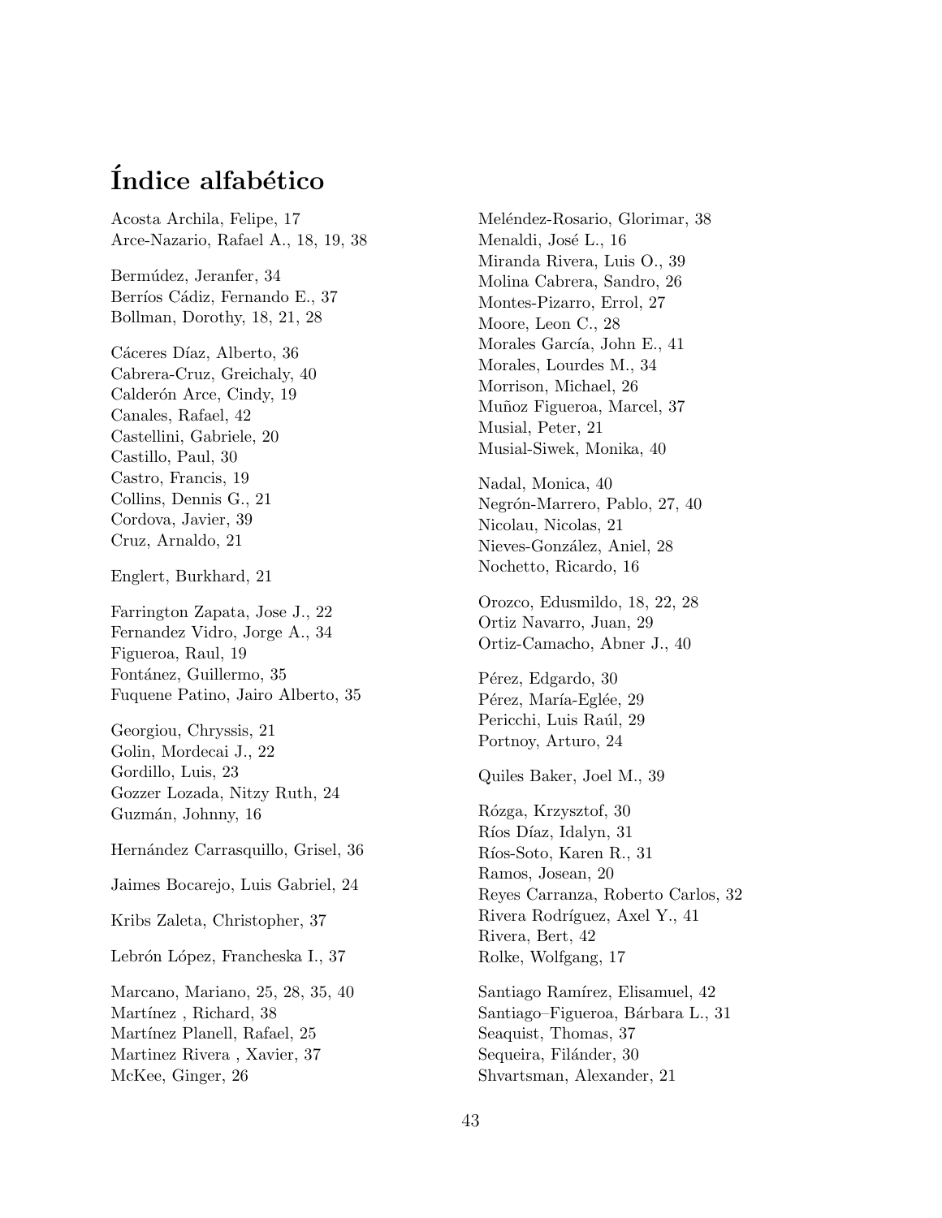# Índice alfabético

Acosta Archila, Felipe, 17
Arce-Nazario, Rafael A., 18, 19, 38

Bermúdez, Jeranfer, 34
Berríos Cádiz, Fernando E., 37
Bollman, Dorothy, 18, 21, 28

Cáceres Díaz, Alberto, 36
Cabrera-Cruz, Greichaly, 40
Calderón Arce, Cindy, 19
Canales, Rafael, 42
Castellini, Gabriele, 20
Castillo, Paul, 30
Castro, Francis, 19
Collins, Dennis G., 21
Cordova, Javier, 39
Cruz, Arnaldo, 21

Englert, Burkhard, 21

Farrington Zapata, Jose J., 22
Fernandez Vidro, Jorge A., 34
Figueroa, Raul, 19
Fontánez, Guillermo, 35
Fuquene Patino, Jairo Alberto, 35

Georgiou, Chryssis, 21
Golin, Mordecai J., 22
Gordillo, Luis, 23
Gozzer Lozada, Nitzy Ruth, 24
Guzmán, Johnny, 16

Hernández Carrasquillo, Grisel, 36

Jaimes Bocarejo, Luis Gabriel, 24

Kribs Zaleta, Christopher, 37

Lebrón López, Francheska I., 37

Marcano, Mariano, 25, 28, 35, 40
Martínez , Richard, 38
Martínez Planell, Rafael, 25
Martinez Rivera , Xavier, 37
McKee, Ginger, 26

Meléndez-Rosario, Glorimar, 38
Menaldi, José L., 16
Miranda Rivera, Luis O., 39
Molina Cabrera, Sandro, 26
Montes-Pizarro, Errol, 27
Moore, Leon C., 28
Morales García, John E., 41
Morales, Lourdes M., 34
Morrison, Michael, 26
Muñoz Figueroa, Marcel, 37
Musial, Peter, 21
Musial-Siwek, Monika, 40

Nadal, Monica, 40
Negrón-Marrero, Pablo, 27, 40
Nicolau, Nicolas, 21
Nieves-González, Aniel, 28
Nochetto, Ricardo, 16

Orozco, Edusmildo, 18, 22, 28
Ortiz Navarro, Juan, 29
Ortiz-Camacho, Abner J., 40

Pérez, Edgardo, 30
Pérez, María-Eglée, 29
Pericchi, Luis Raúl, 29
Portnoy, Arturo, 24

Quiles Baker, Joel M., 39

Rózga, Krzysztof, 30
Ríos Díaz, Idalyn, 31
Ríos-Soto, Karen R., 31
Ramos, Josean, 20
Reyes Carranza, Roberto Carlos, 32
Rivera Rodríguez, Axel Y., 41
Rivera, Bert, 42
Rolke, Wolfgang, 17

Santiago Ramírez, Elisamuel, 42
Santiago–Figueroa, Bárbara L., 31
Seaquist, Thomas, 37
Sequeira, Filánder, 30
Shvartsman, Alexander, 21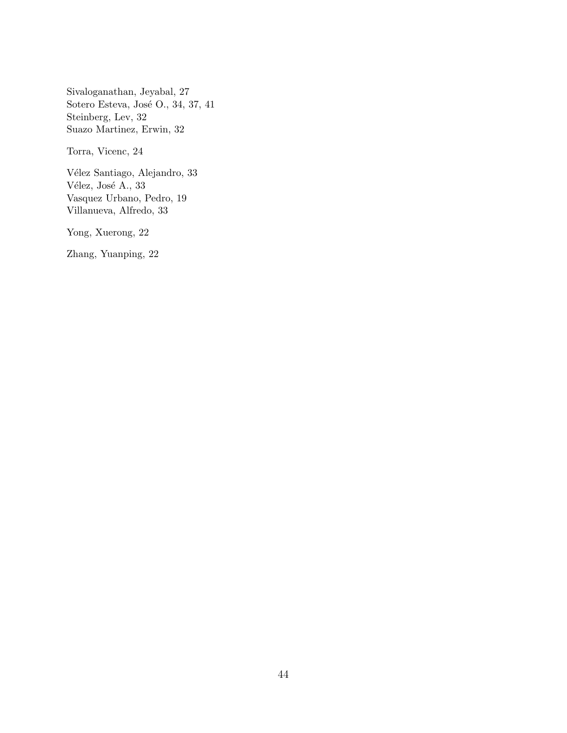Sivaloganathan, Jeyabal, 27
Sotero Esteva, José O., 34, 37, 41
Steinberg, Lev, 32
Suazo Martinez, Erwin, 32

Torra, Vicenc, 24

Vélez Santiago, Alejandro, 33
Vélez, José A., 33
Vasquez Urbano, Pedro, 19
Villanueva, Alfredo, 33

Yong, Xuerong, 22

Zhang, Yuanping, 22